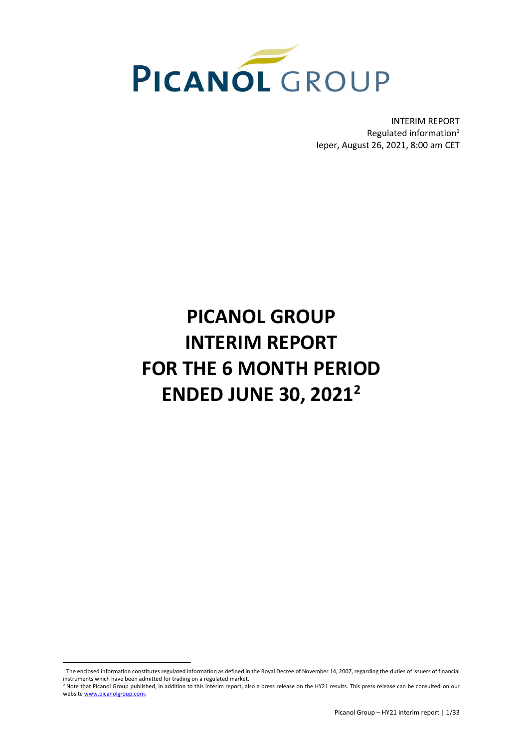PICANOL GROUP

INTERIM REPORT
Regulated information[1]
Ieper, August 26, 2021, 8:00 am CET

# PICANOL GROUP INTERIM REPORT FOR THE 6 MONTH PERIOD ENDED JUNE 30, 2021[2]

[1] The enclosed information constitutes regulated information as defined in the Royal Decree of November 14, 2007, regarding the duties of issuers of financial instruments which have been admitted for trading on a regulated market.

[2] Note that Picanol Group published, in addition to this interim report, also a press release on the HY21 results. This press release can be consulted on our website www.picanolgroup.com.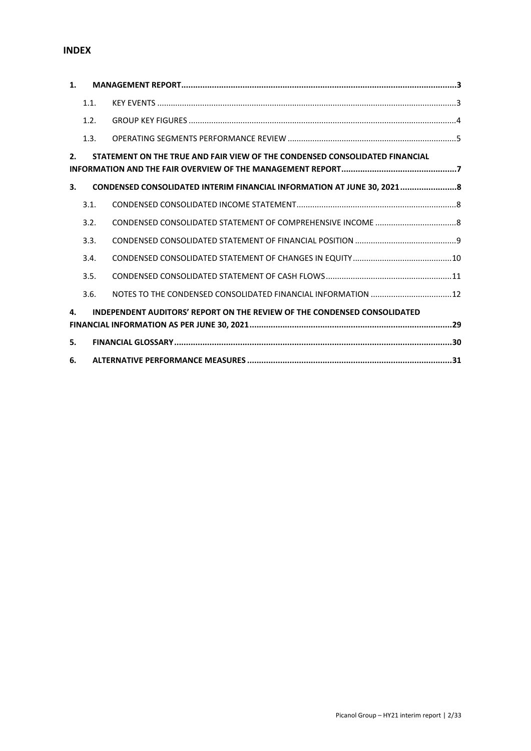## INDEX

| | | |
|---|---|---|
| **1.** | **MANAGEMENT REPORT** | **3** |
| 1.1. | KEY EVENTS | 3 |
| 1.2. | GROUP KEY FIGURES | 4 |
| 1.3. | OPERATING SEGMENTS PERFORMANCE REVIEW | 5 |
| **2.** | **STATEMENT ON THE TRUE AND FAIR VIEW OF THE CONDENSED CONSOLIDATED FINANCIAL INFORMATION AND THE FAIR OVERVIEW OF THE MANAGEMENT REPORT** | **7** |
| **3.** | **CONDENSED CONSOLIDATED INTERIM FINANCIAL INFORMATION AT JUNE 30, 2021** | **8** |
| 3.1. | CONDENSED CONSOLIDATED INCOME STATEMENT | 8 |
| 3.2. | CONDENSED CONSOLIDATED STATEMENT OF COMPREHENSIVE INCOME | 8 |
| 3.3. | CONDENSED CONSOLIDATED STATEMENT OF FINANCIAL POSITION | 9 |
| 3.4. | CONDENSED CONSOLIDATED STATEMENT OF CHANGES IN EQUITY | 10 |
| 3.5. | CONDENSED CONSOLIDATED STATEMENT OF CASH FLOWS | 11 |
| 3.6. | NOTES TO THE CONDENSED CONSOLIDATED FINANCIAL INFORMATION | 12 |
| **4.** | **INDEPENDENT AUDITORS' REPORT ON THE REVIEW OF THE CONDENSED CONSOLIDATED FINANCIAL INFORMATION AS PER JUNE 30, 2021** | **29** |
| **5.** | **FINANCIAL GLOSSARY** | **30** |
| **6.** | **ALTERNATIVE PERFORMANCE MEASURES** | **31** |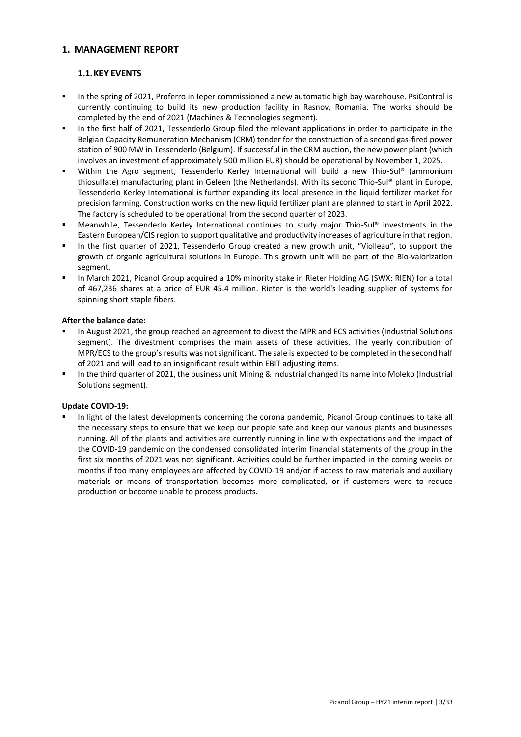# 1. MANAGEMENT REPORT

## 1.1. KEY EVENTS

- In the spring of 2021, Proferro in Ieper commissioned a new automatic high bay warehouse. PsiControl is currently continuing to build its new production facility in Rasnov, Romania. The works should be completed by the end of 2021 (Machines & Technologies segment).
- In the first half of 2021, Tessenderlo Group filed the relevant applications in order to participate in the Belgian Capacity Remuneration Mechanism (CRM) tender for the construction of a second gas-fired power station of 900 MW in Tessenderlo (Belgium). If successful in the CRM auction, the new power plant (which involves an investment of approximately 500 million EUR) should be operational by November 1, 2025.
- Within the Agro segment, Tessenderlo Kerley International will build a new Thio-Sul® (ammonium thiosulfate) manufacturing plant in Geleen (the Netherlands). With its second Thio-Sul® plant in Europe, Tessenderlo Kerley International is further expanding its local presence in the liquid fertilizer market for precision farming. Construction works on the new liquid fertilizer plant are planned to start in April 2022. The factory is scheduled to be operational from the second quarter of 2023.
- Meanwhile, Tessenderlo Kerley International continues to study major Thio-Sul® investments in the Eastern European/CIS region to support qualitative and productivity increases of agriculture in that region.
- In the first quarter of 2021, Tessenderlo Group created a new growth unit, "Violleau", to support the growth of organic agricultural solutions in Europe. This growth unit will be part of the Bio-valorization segment.
- In March 2021, Picanol Group acquired a 10% minority stake in Rieter Holding AG (SWX: RIEN) for a total of 467,236 shares at a price of EUR 45.4 million. Rieter is the world's leading supplier of systems for spinning short staple fibers.

**After the balance date:**

- In August 2021, the group reached an agreement to divest the MPR and ECS activities (Industrial Solutions segment). The divestment comprises the main assets of these activities. The yearly contribution of MPR/ECS to the group's results was not significant. The sale is expected to be completed in the second half of 2021 and will lead to an insignificant result within EBIT adjusting items.
- In the third quarter of 2021, the business unit Mining & Industrial changed its name into Moleko (Industrial Solutions segment).

**Update COVID-19:**

- In light of the latest developments concerning the corona pandemic, Picanol Group continues to take all the necessary steps to ensure that we keep our people safe and keep our various plants and businesses running. All of the plants and activities are currently running in line with expectations and the impact of the COVID-19 pandemic on the condensed consolidated interim financial statements of the group in the first six months of 2021 was not significant. Activities could be further impacted in the coming weeks or months if too many employees are affected by COVID-19 and/or if access to raw materials and auxiliary materials or means of transportation becomes more complicated, or if customers were to reduce production or become unable to process products.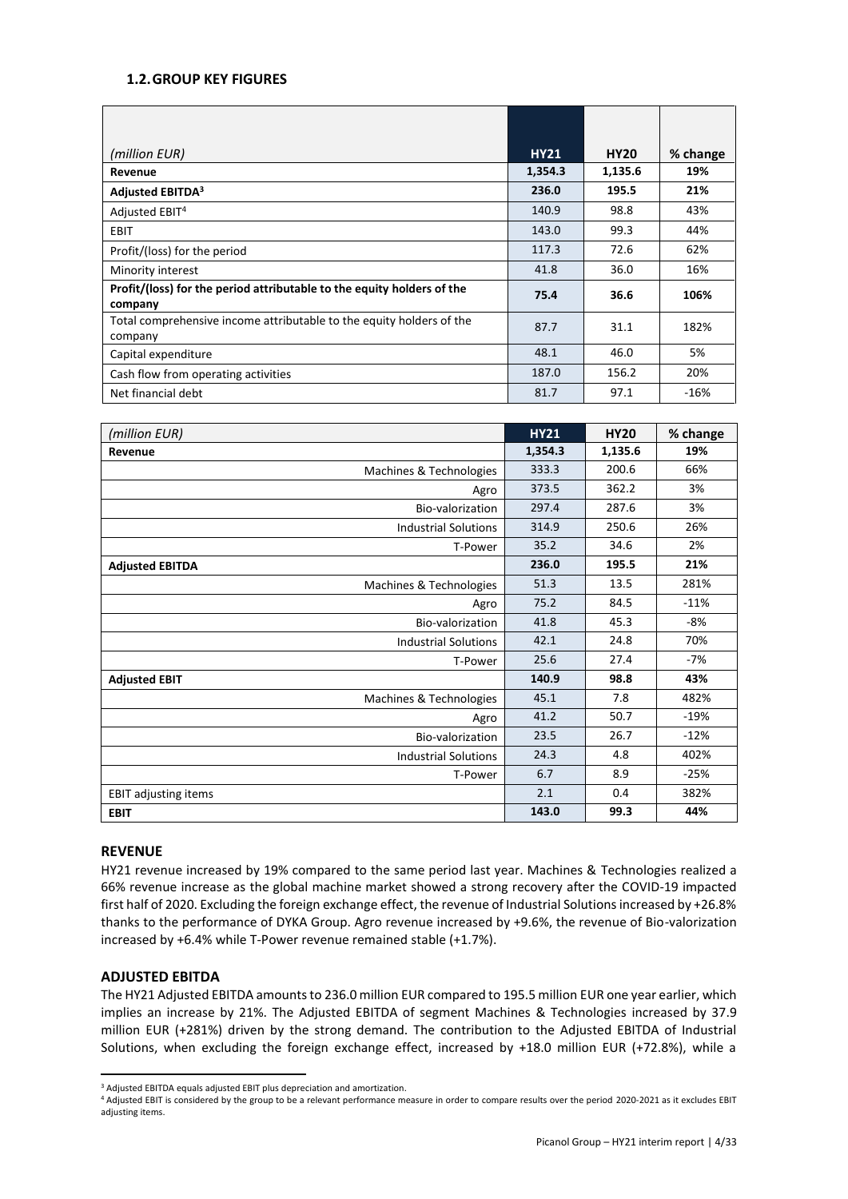### 1.2. GROUP KEY FIGURES

| *(million EUR)* | HY21 | HY20 | % change |
|---|---|---|---|
| **Revenue** | **1,354.3** | **1,135.6** | **19%** |
| **Adjusted EBITDA[3]** | **236.0** | **195.5** | **21%** |
| Adjusted EBIT[4] | 140.9 | 98.8 | 43% |
| EBIT | 143.0 | 99.3 | 44% |
| Profit/(loss) for the period | 117.3 | 72.6 | 62% |
| Minority interest | 41.8 | 36.0 | 16% |
| **Profit/(loss) for the period attributable to the equity holders of the company** | **75.4** | **36.6** | **106%** |
| Total comprehensive income attributable to the equity holders of the company | 87.7 | 31.1 | 182% |
| Capital expenditure | 48.1 | 46.0 | 5% |
| Cash flow from operating activities | 187.0 | 156.2 | 20% |
| Net financial debt | 81.7 | 97.1 | -16% |

| *(million EUR)* | HY21 | HY20 | % change |
|---|---|---|---|
| **Revenue** | **1,354.3** | **1,135.6** | **19%** |
| Machines & Technologies | 333.3 | 200.6 | 66% |
| Agro | 373.5 | 362.2 | 3% |
| Bio-valorization | 297.4 | 287.6 | 3% |
| Industrial Solutions | 314.9 | 250.6 | 26% |
| T-Power | 35.2 | 34.6 | 2% |
| **Adjusted EBITDA** | **236.0** | **195.5** | **21%** |
| Machines & Technologies | 51.3 | 13.5 | 281% |
| Agro | 75.2 | 84.5 | -11% |
| Bio-valorization | 41.8 | 45.3 | -8% |
| Industrial Solutions | 42.1 | 24.8 | 70% |
| T-Power | 25.6 | 27.4 | -7% |
| **Adjusted EBIT** | **140.9** | **98.8** | **43%** |
| Machines & Technologies | 45.1 | 7.8 | 482% |
| Agro | 41.2 | 50.7 | -19% |
| Bio-valorization | 23.5 | 26.7 | -12% |
| Industrial Solutions | 24.3 | 4.8 | 402% |
| T-Power | 6.7 | 8.9 | -25% |
| EBIT adjusting items | 2.1 | 0.4 | 382% |
| **EBIT** | **143.0** | **99.3** | **44%** |

#### REVENUE

HY21 revenue increased by 19% compared to the same period last year. Machines & Technologies realized a 66% revenue increase as the global machine market showed a strong recovery after the COVID-19 impacted first half of 2020. Excluding the foreign exchange effect, the revenue of Industrial Solutions increased by +26.8% thanks to the performance of DYKA Group. Agro revenue increased by +9.6%, the revenue of Bio-valorization increased by +6.4% while T-Power revenue remained stable (+1.7%).

#### ADJUSTED EBITDA

The HY21 Adjusted EBITDA amounts to 236.0 million EUR compared to 195.5 million EUR one year earlier, which implies an increase by 21%. The Adjusted EBITDA of segment Machines & Technologies increased by 37.9 million EUR (+281%) driven by the strong demand. The contribution to the Adjusted EBITDA of Industrial Solutions, when excluding the foreign exchange effect, increased by +18.0 million EUR (+72.8%), while a

[3] Adjusted EBITDA equals adjusted EBIT plus depreciation and amortization.

[4] Adjusted EBIT is considered by the group to be a relevant performance measure in order to compare results over the period 2020-2021 as it excludes EBIT adjusting items.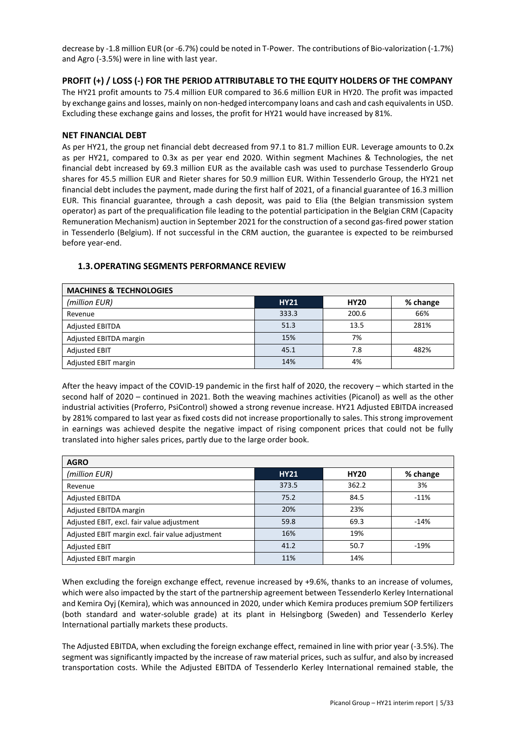decrease by -1.8 million EUR (or -6.7%) could be noted in T-Power. The contributions of Bio-valorization (-1.7%) and Agro (-3.5%) were in line with last year.

### PROFIT (+) / LOSS (-) FOR THE PERIOD ATTRIBUTABLE TO THE EQUITY HOLDERS OF THE COMPANY

The HY21 profit amounts to 75.4 million EUR compared to 36.6 million EUR in HY20. The profit was impacted by exchange gains and losses, mainly on non-hedged intercompany loans and cash and cash equivalents in USD. Excluding these exchange gains and losses, the profit for HY21 would have increased by 81%.

### NET FINANCIAL DEBT

As per HY21, the group net financial debt decreased from 97.1 to 81.7 million EUR. Leverage amounts to 0.2x as per HY21, compared to 0.3x as per year end 2020. Within segment Machines & Technologies, the net financial debt increased by 69.3 million EUR as the available cash was used to purchase Tessenderlo Group shares for 45.5 million EUR and Rieter shares for 50.9 million EUR. Within Tessenderlo Group, the HY21 net financial debt includes the payment, made during the first half of 2021, of a financial guarantee of 16.3 million EUR. This financial guarantee, through a cash deposit, was paid to Elia (the Belgian transmission system operator) as part of the prequalification file leading to the potential participation in the Belgian CRM (Capacity Remuneration Mechanism) auction in September 2021 for the construction of a second gas-fired power station in Tessenderlo (Belgium). If not successful in the CRM auction, the guarantee is expected to be reimbursed before year-end.

## 1.3. OPERATING SEGMENTS PERFORMANCE REVIEW

| MACHINES & TECHNOLOGIES | | | |
|---|---|---|---|
| *(million EUR)* | **HY21** | **HY20** | **% change** |
| Revenue | 333.3 | 200.6 | 66% |
| Adjusted EBITDA | 51.3 | 13.5 | 281% |
| Adjusted EBITDA margin | 15% | 7% | |
| Adjusted EBIT | 45.1 | 7.8 | 482% |
| Adjusted EBIT margin | 14% | 4% | |

After the heavy impact of the COVID-19 pandemic in the first half of 2020, the recovery – which started in the second half of 2020 – continued in 2021. Both the weaving machines activities (Picanol) as well as the other industrial activities (Proferro, PsiControl) showed a strong revenue increase. HY21 Adjusted EBITDA increased by 281% compared to last year as fixed costs did not increase proportionally to sales. This strong improvement in earnings was achieved despite the negative impact of rising component prices that could not be fully translated into higher sales prices, partly due to the large order book.

| AGRO | | | |
|---|---|---|---|
| *(million EUR)* | **HY21** | **HY20** | **% change** |
| Revenue | 373.5 | 362.2 | 3% |
| Adjusted EBITDA | 75.2 | 84.5 | -11% |
| Adjusted EBITDA margin | 20% | 23% | |
| Adjusted EBIT, excl. fair value adjustment | 59.8 | 69.3 | -14% |
| Adjusted EBIT margin excl. fair value adjustment | 16% | 19% | |
| Adjusted EBIT | 41.2 | 50.7 | -19% |
| Adjusted EBIT margin | 11% | 14% | |

When excluding the foreign exchange effect, revenue increased by +9.6%, thanks to an increase of volumes, which were also impacted by the start of the partnership agreement between Tessenderlo Kerley International and Kemira Oyj (Kemira), which was announced in 2020, under which Kemira produces premium SOP fertilizers (both standard and water-soluble grade) at its plant in Helsingborg (Sweden) and Tessenderlo Kerley International partially markets these products.

The Adjusted EBITDA, when excluding the foreign exchange effect, remained in line with prior year (-3.5%). The segment was significantly impacted by the increase of raw material prices, such as sulfur, and also by increased transportation costs. While the Adjusted EBITDA of Tessenderlo Kerley International remained stable, the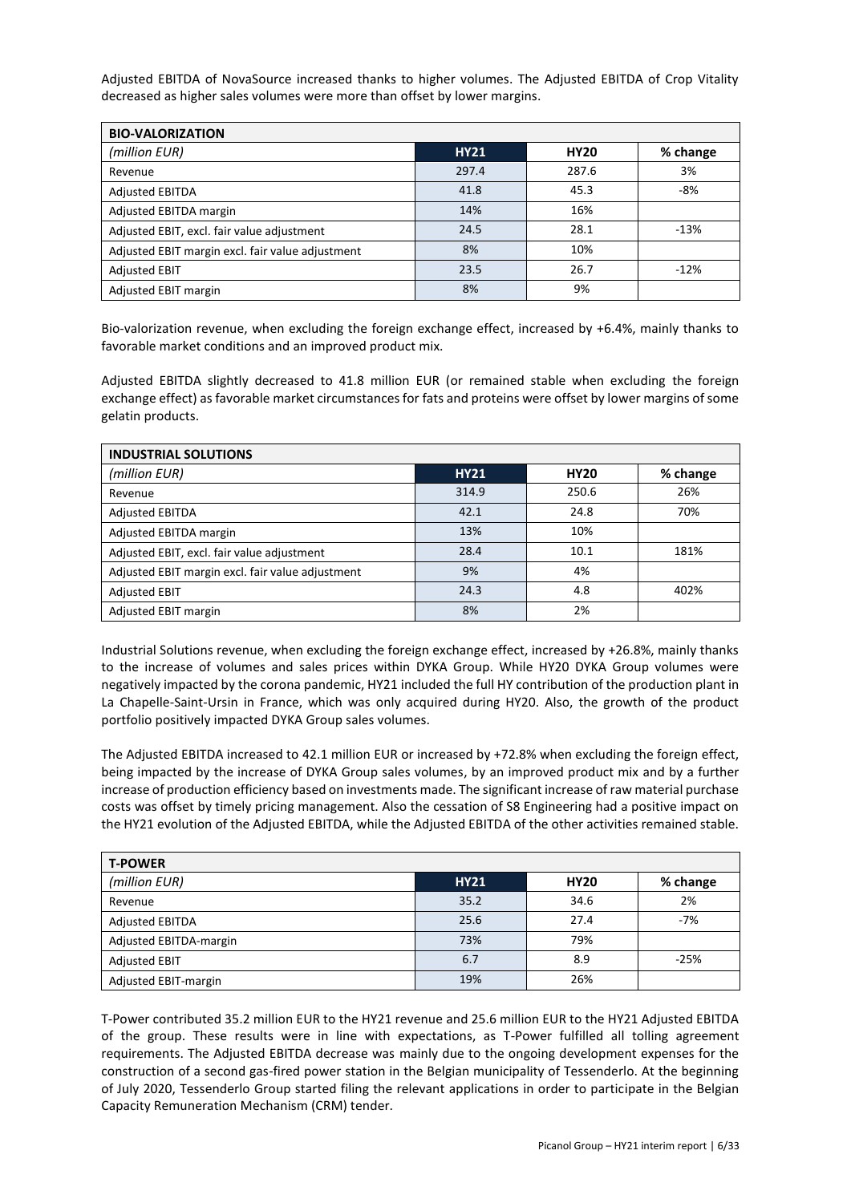Adjusted EBITDA of NovaSource increased thanks to higher volumes. The Adjusted EBITDA of Crop Vitality decreased as higher sales volumes were more than offset by lower margins.

| BIO-VALORIZATION | | | |
|---|---|---|---|
| *(million EUR)* | **HY21** | **HY20** | **% change** |
| Revenue | 297.4 | 287.6 | 3% |
| Adjusted EBITDA | 41.8 | 45.3 | -8% |
| Adjusted EBITDA margin | 14% | 16% | |
| Adjusted EBIT, excl. fair value adjustment | 24.5 | 28.1 | -13% |
| Adjusted EBIT margin excl. fair value adjustment | 8% | 10% | |
| Adjusted EBIT | 23.5 | 26.7 | -12% |
| Adjusted EBIT margin | 8% | 9% | |

Bio-valorization revenue, when excluding the foreign exchange effect, increased by +6.4%, mainly thanks to favorable market conditions and an improved product mix.

Adjusted EBITDA slightly decreased to 41.8 million EUR (or remained stable when excluding the foreign exchange effect) as favorable market circumstances for fats and proteins were offset by lower margins of some gelatin products.

| INDUSTRIAL SOLUTIONS | | | |
|---|---|---|---|
| *(million EUR)* | **HY21** | **HY20** | **% change** |
| Revenue | 314.9 | 250.6 | 26% |
| Adjusted EBITDA | 42.1 | 24.8 | 70% |
| Adjusted EBITDA margin | 13% | 10% | |
| Adjusted EBIT, excl. fair value adjustment | 28.4 | 10.1 | 181% |
| Adjusted EBIT margin excl. fair value adjustment | 9% | 4% | |
| Adjusted EBIT | 24.3 | 4.8 | 402% |
| Adjusted EBIT margin | 8% | 2% | |

Industrial Solutions revenue, when excluding the foreign exchange effect, increased by +26.8%, mainly thanks to the increase of volumes and sales prices within DYKA Group. While HY20 DYKA Group volumes were negatively impacted by the corona pandemic, HY21 included the full HY contribution of the production plant in La Chapelle-Saint-Ursin in France, which was only acquired during HY20. Also, the growth of the product portfolio positively impacted DYKA Group sales volumes.

The Adjusted EBITDA increased to 42.1 million EUR or increased by +72.8% when excluding the foreign effect, being impacted by the increase of DYKA Group sales volumes, by an improved product mix and by a further increase of production efficiency based on investments made. The significant increase of raw material purchase costs was offset by timely pricing management. Also the cessation of S8 Engineering had a positive impact on the HY21 evolution of the Adjusted EBITDA, while the Adjusted EBITDA of the other activities remained stable.

| T-POWER | | | |
|---|---|---|---|
| *(million EUR)* | **HY21** | **HY20** | **% change** |
| Revenue | 35.2 | 34.6 | 2% |
| Adjusted EBITDA | 25.6 | 27.4 | -7% |
| Adjusted EBITDA-margin | 73% | 79% | |
| Adjusted EBIT | 6.7 | 8.9 | -25% |
| Adjusted EBIT-margin | 19% | 26% | |

T-Power contributed 35.2 million EUR to the HY21 revenue and 25.6 million EUR to the HY21 Adjusted EBITDA of the group. These results were in line with expectations, as T-Power fulfilled all tolling agreement requirements. The Adjusted EBITDA decrease was mainly due to the ongoing development expenses for the construction of a second gas-fired power station in the Belgian municipality of Tessenderlo. At the beginning of July 2020, Tessenderlo Group started filing the relevant applications in order to participate in the Belgian Capacity Remuneration Mechanism (CRM) tender.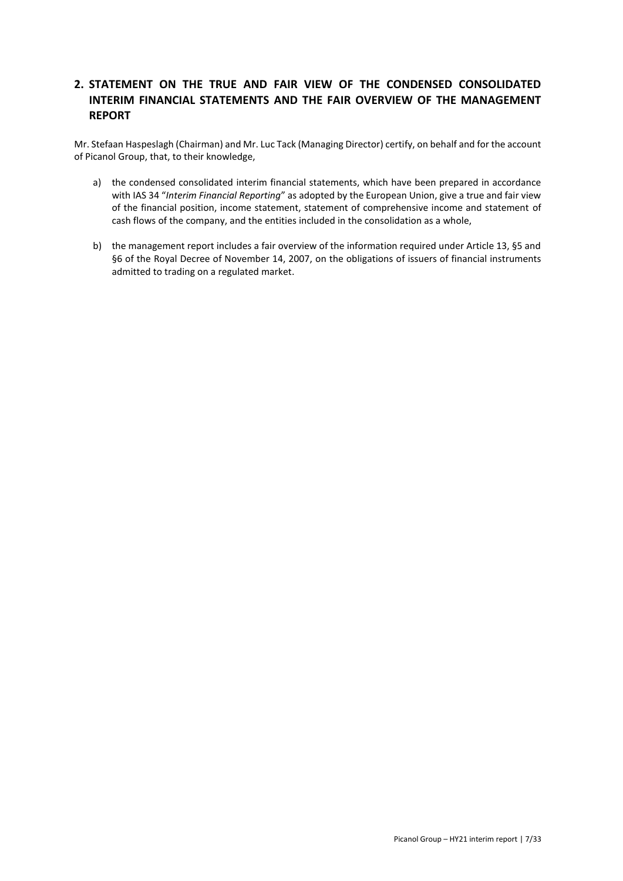## 2. STATEMENT ON THE TRUE AND FAIR VIEW OF THE CONDENSED CONSOLIDATED INTERIM FINANCIAL STATEMENTS AND THE FAIR OVERVIEW OF THE MANAGEMENT REPORT

Mr. Stefaan Haspeslagh (Chairman) and Mr. Luc Tack (Managing Director) certify, on behalf and for the account of Picanol Group, that, to their knowledge,

a) the condensed consolidated interim financial statements, which have been prepared in accordance with IAS 34 "*Interim Financial Reporting*" as adopted by the European Union, give a true and fair view of the financial position, income statement, statement of comprehensive income and statement of cash flows of the company, and the entities included in the consolidation as a whole,

b) the management report includes a fair overview of the information required under Article 13, §5 and §6 of the Royal Decree of November 14, 2007, on the obligations of issuers of financial instruments admitted to trading on a regulated market.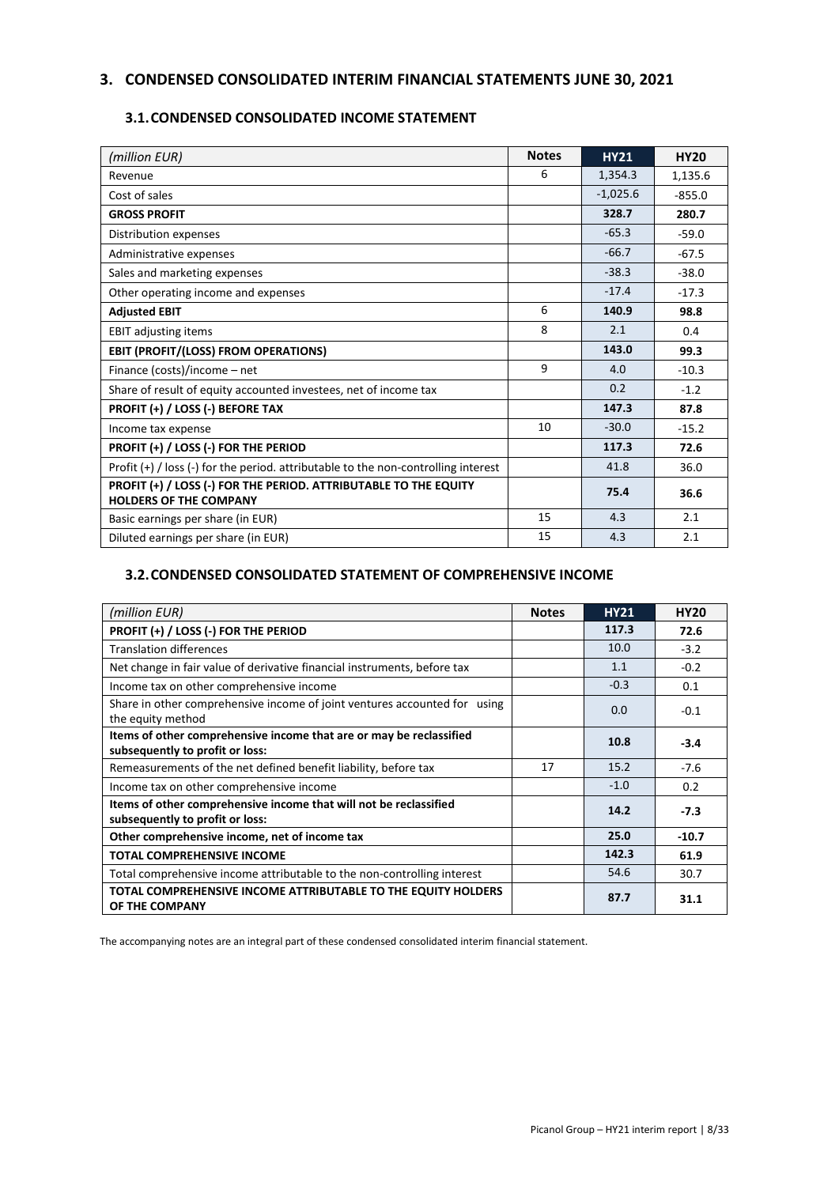# 3. CONDENSED CONSOLIDATED INTERIM FINANCIAL STATEMENTS JUNE 30, 2021

## 3.1. CONDENSED CONSOLIDATED INCOME STATEMENT

| *(million EUR)* | Notes | HY21 | HY20 |
|---|---|---|---|
| Revenue | 6 | 1,354.3 | 1,135.6 |
| Cost of sales | | -1,025.6 | -855.0 |
| **GROSS PROFIT** | | **328.7** | **280.7** |
| Distribution expenses | | -65.3 | -59.0 |
| Administrative expenses | | -66.7 | -67.5 |
| Sales and marketing expenses | | -38.3 | -38.0 |
| Other operating income and expenses | | -17.4 | -17.3 |
| **Adjusted EBIT** | 6 | **140.9** | **98.8** |
| EBIT adjusting items | 8 | 2.1 | 0.4 |
| **EBIT (PROFIT/(LOSS) FROM OPERATIONS)** | | **143.0** | **99.3** |
| Finance (costs)/income – net | 9 | 4.0 | -10.3 |
| Share of result of equity accounted investees, net of income tax | | 0.2 | -1.2 |
| **PROFIT (+) / LOSS (-) BEFORE TAX** | | **147.3** | **87.8** |
| Income tax expense | 10 | -30.0 | -15.2 |
| **PROFIT (+) / LOSS (-) FOR THE PERIOD** | | **117.3** | **72.6** |
| Profit (+) / loss (-) for the period. attributable to the non-controlling interest | | 41.8 | 36.0 |
| **PROFIT (+) / LOSS (-) FOR THE PERIOD. ATTRIBUTABLE TO THE EQUITY HOLDERS OF THE COMPANY** | | **75.4** | **36.6** |
| Basic earnings per share (in EUR) | 15 | 4.3 | 2.1 |
| Diluted earnings per share (in EUR) | 15 | 4.3 | 2.1 |

## 3.2. CONDENSED CONSOLIDATED STATEMENT OF COMPREHENSIVE INCOME

| *(million EUR)* | Notes | HY21 | HY20 |
|---|---|---|---|
| **PROFIT (+) / LOSS (-) FOR THE PERIOD** | | **117.3** | **72.6** |
| Translation differences | | 10.0 | -3.2 |
| Net change in fair value of derivative financial instruments, before tax | | 1.1 | -0.2 |
| Income tax on other comprehensive income | | -0.3 | 0.1 |
| Share in other comprehensive income of joint ventures accounted for using the equity method | | 0.0 | -0.1 |
| **Items of other comprehensive income that are or may be reclassified subsequently to profit or loss:** | | **10.8** | **-3.4** |
| Remeasurements of the net defined benefit liability, before tax | 17 | 15.2 | -7.6 |
| Income tax on other comprehensive income | | -1.0 | 0.2 |
| **Items of other comprehensive income that will not be reclassified subsequently to profit or loss:** | | **14.2** | **-7.3** |
| **Other comprehensive income, net of income tax** | | **25.0** | **-10.7** |
| **TOTAL COMPREHENSIVE INCOME** | | **142.3** | **61.9** |
| Total comprehensive income attributable to the non-controlling interest | | 54.6 | 30.7 |
| **TOTAL COMPREHENSIVE INCOME ATTRIBUTABLE TO THE EQUITY HOLDERS OF THE COMPANY** | | **87.7** | **31.1** |

The accompanying notes are an integral part of these condensed consolidated interim financial statement.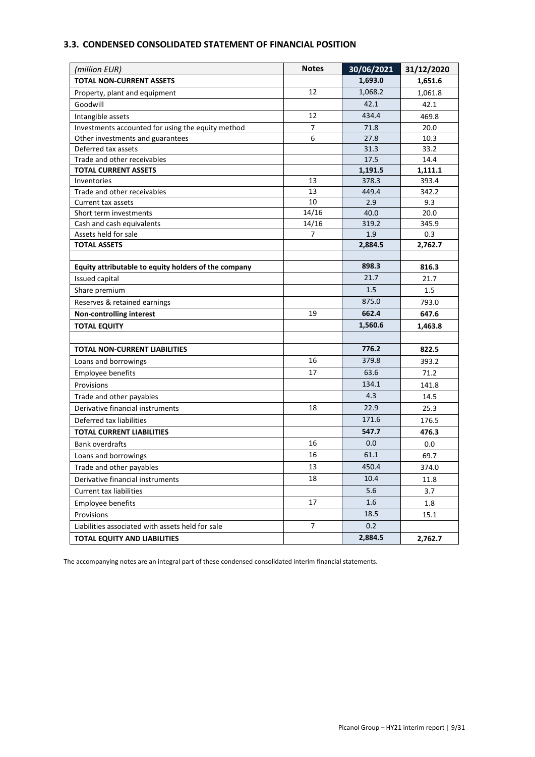### 3.3. CONDENSED CONSOLIDATED STATEMENT OF FINANCIAL POSITION

| *(million EUR)* | Notes | 30/06/2021 | 31/12/2020 |
|---|---|---|---|
| **TOTAL NON-CURRENT ASSETS** | | **1,693.0** | **1,651.6** |
| Property, plant and equipment | 12 | 1,068.2 | 1,061.8 |
| Goodwill | | 42.1 | 42.1 |
| Intangible assets | 12 | 434.4 | 469.8 |
| Investments accounted for using the equity method | 7 | 71.8 | 20.0 |
| Other investments and guarantees | 6 | 27.8 | 10.3 |
| Deferred tax assets | | 31.3 | 33.2 |
| Trade and other receivables | | 17.5 | 14.4 |
| **TOTAL CURRENT ASSETS** | | **1,191.5** | **1,111.1** |
| Inventories | 13 | 378.3 | 393.4 |
| Trade and other receivables | 13 | 449.4 | 342.2 |
| Current tax assets | 10 | 2.9 | 9.3 |
| Short term investments | 14/16 | 40.0 | 20.0 |
| Cash and cash equivalents | 14/16 | 319.2 | 345.9 |
| Assets held for sale | 7 | 1.9 | 0.3 |
| **TOTAL ASSETS** | | **2,884.5** | **2,762.7** |
| | | | |
| **Equity attributable to equity holders of the company** | | **898.3** | **816.3** |
| Issued capital | | 21.7 | 21.7 |
| Share premium | | 1.5 | 1.5 |
| Reserves & retained earnings | | 875.0 | 793.0 |
| **Non-controlling interest** | 19 | **662.4** | **647.6** |
| **TOTAL EQUITY** | | **1,560.6** | **1,463.8** |
| | | | |
| **TOTAL NON-CURRENT LIABILITIES** | | **776.2** | **822.5** |
| Loans and borrowings | 16 | 379.8 | 393.2 |
| Employee benefits | 17 | 63.6 | 71.2 |
| Provisions | | 134.1 | 141.8 |
| Trade and other payables | | 4.3 | 14.5 |
| Derivative financial instruments | 18 | 22.9 | 25.3 |
| Deferred tax liabilities | | 171.6 | 176.5 |
| **TOTAL CURRENT LIABILITIES** | | **547.7** | **476.3** |
| Bank overdrafts | 16 | 0.0 | 0.0 |
| Loans and borrowings | 16 | 61.1 | 69.7 |
| Trade and other payables | 13 | 450.4 | 374.0 |
| Derivative financial instruments | 18 | 10.4 | 11.8 |
| Current tax liabilities | | 5.6 | 3.7 |
| Employee benefits | 17 | 1.6 | 1.8 |
| Provisions | | 18.5 | 15.1 |
| Liabilities associated with assets held for sale | 7 | 0.2 | |
| **TOTAL EQUITY AND LIABILITIES** | | **2,884.5** | **2,762.7** |

The accompanying notes are an integral part of these condensed consolidated interim financial statements.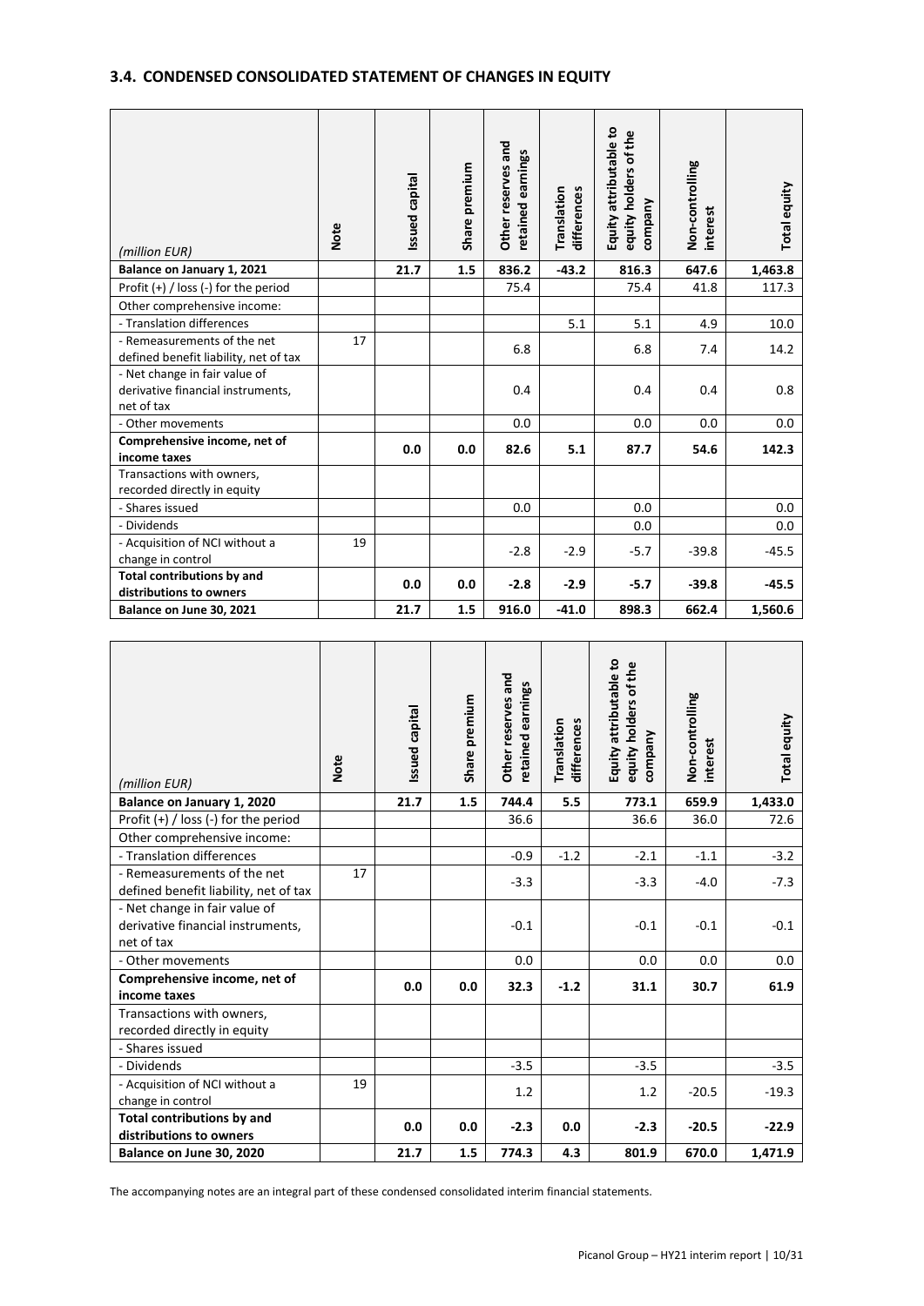### 3.4. CONDENSED CONSOLIDATED STATEMENT OF CHANGES IN EQUITY

| (million EUR) | Note | Issued capital | Share premium | Other reserves and retained earnings | Translation differences | Equity attributable to equity holders of the company | Non-controlling interest | Total equity |
|---|---|---|---|---|---|---|---|---|
| **Balance on January 1, 2021** | | **21.7** | **1.5** | **836.2** | **-43.2** | **816.3** | **647.6** | **1,463.8** |
| Profit (+) / loss (-) for the period | | | | 75.4 | | 75.4 | 41.8 | 117.3 |
| Other comprehensive income: | | | | | | | | |
| - Translation differences | | | | | 5.1 | 5.1 | 4.9 | 10.0 |
| - Remeasurements of the net defined benefit liability, net of tax | 17 | | | 6.8 | | 6.8 | 7.4 | 14.2 |
| - Net change in fair value of derivative financial instruments, net of tax | | | | 0.4 | | 0.4 | 0.4 | 0.8 |
| - Other movements | | | | 0.0 | | 0.0 | 0.0 | 0.0 |
| **Comprehensive income, net of income taxes** | | **0.0** | **0.0** | **82.6** | **5.1** | **87.7** | **54.6** | **142.3** |
| Transactions with owners, recorded directly in equity | | | | | | | | |
| - Shares issued | | | | 0.0 | | 0.0 | | 0.0 |
| - Dividends | | | | | | 0.0 | | 0.0 |
| - Acquisition of NCI without a change in control | 19 | | | -2.8 | -2.9 | -5.7 | -39.8 | -45.5 |
| **Total contributions by and distributions to owners** | | **0.0** | **0.0** | **-2.8** | **-2.9** | **-5.7** | **-39.8** | **-45.5** |
| **Balance on June 30, 2021** | | **21.7** | **1.5** | **916.0** | **-41.0** | **898.3** | **662.4** | **1,560.6** |

| (million EUR) | Note | Issued capital | Share premium | Other reserves and retained earnings | Translation differences | Equity attributable to equity holders of the company | Non-controlling interest | Total equity |
|---|---|---|---|---|---|---|---|---|
| **Balance on January 1, 2020** | | **21.7** | **1.5** | **744.4** | **5.5** | **773.1** | **659.9** | **1,433.0** |
| Profit (+) / loss (-) for the period | | | | 36.6 | | 36.6 | 36.0 | 72.6 |
| Other comprehensive income: | | | | | | | | |
| - Translation differences | | | | -0.9 | -1.2 | -2.1 | -1.1 | -3.2 |
| - Remeasurements of the net defined benefit liability, net of tax | 17 | | | -3.3 | | -3.3 | -4.0 | -7.3 |
| - Net change in fair value of derivative financial instruments, net of tax | | | | -0.1 | | -0.1 | -0.1 | -0.1 |
| - Other movements | | | | 0.0 | | 0.0 | 0.0 | 0.0 |
| **Comprehensive income, net of income taxes** | | **0.0** | **0.0** | **32.3** | **-1.2** | **31.1** | **30.7** | **61.9** |
| Transactions with owners, recorded directly in equity | | | | | | | | |
| - Shares issued | | | | | | | | |
| - Dividends | | | | -3.5 | | -3.5 | | -3.5 |
| - Acquisition of NCI without a change in control | 19 | | | 1.2 | | 1.2 | -20.5 | -19.3 |
| **Total contributions by and distributions to owners** | | **0.0** | **0.0** | **-2.3** | **0.0** | **-2.3** | **-20.5** | **-22.9** |
| **Balance on June 30, 2020** | | **21.7** | **1.5** | **774.3** | **4.3** | **801.9** | **670.0** | **1,471.9** |

The accompanying notes are an integral part of these condensed consolidated interim financial statements.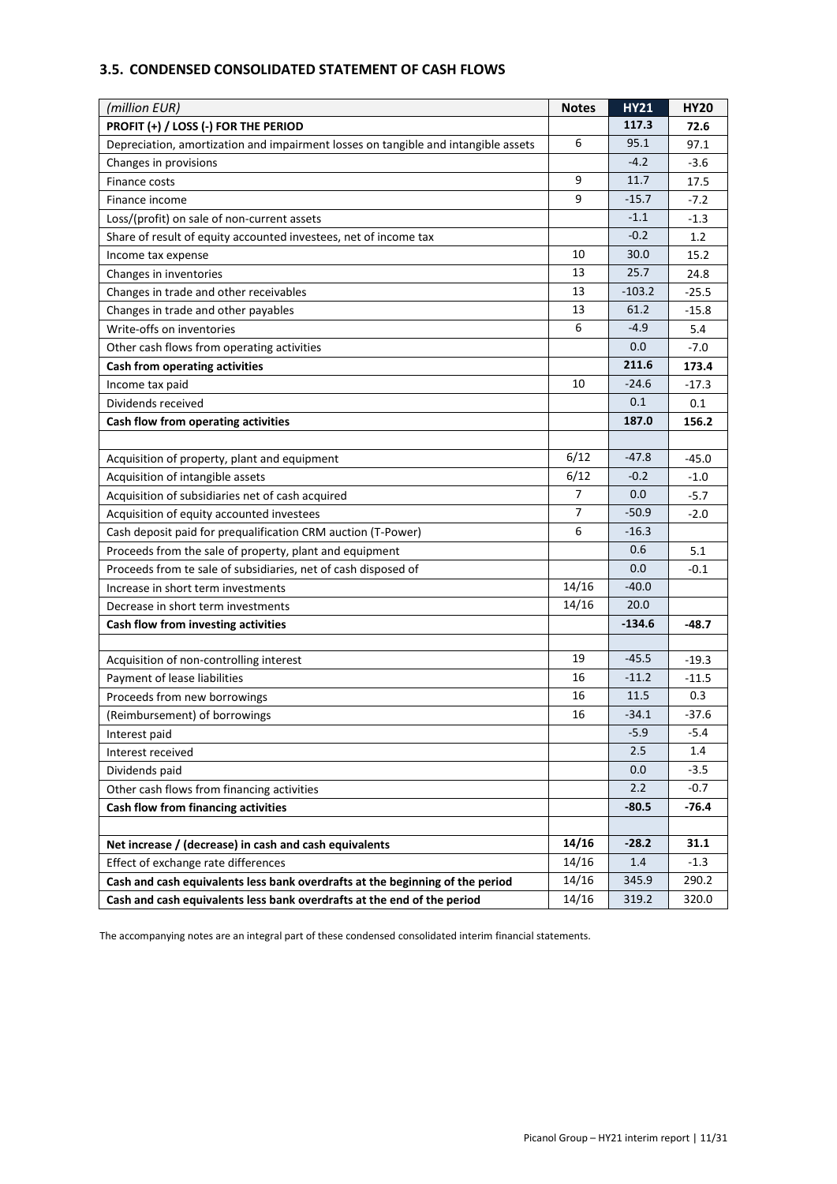### 3.5. CONDENSED CONSOLIDATED STATEMENT OF CASH FLOWS

| *(million EUR)* | Notes | HY21 | HY20 |
|---|---|---|---|
| **PROFIT (+) / LOSS (-) FOR THE PERIOD** | | **117.3** | **72.6** |
| Depreciation, amortization and impairment losses on tangible and intangible assets | 6 | 95.1 | 97.1 |
| Changes in provisions | | -4.2 | -3.6 |
| Finance costs | 9 | 11.7 | 17.5 |
| Finance income | 9 | -15.7 | -7.2 |
| Loss/(profit) on sale of non-current assets | | -1.1 | -1.3 |
| Share of result of equity accounted investees, net of income tax | | -0.2 | 1.2 |
| Income tax expense | 10 | 30.0 | 15.2 |
| Changes in inventories | 13 | 25.7 | 24.8 |
| Changes in trade and other receivables | 13 | -103.2 | -25.5 |
| Changes in trade and other payables | 13 | 61.2 | -15.8 |
| Write-offs on inventories | 6 | -4.9 | 5.4 |
| Other cash flows from operating activities | | 0.0 | -7.0 |
| **Cash from operating activities** | | **211.6** | **173.4** |
| Income tax paid | 10 | -24.6 | -17.3 |
| Dividends received | | 0.1 | 0.1 |
| **Cash flow from operating activities** | | **187.0** | **156.2** |
| | | | |
| Acquisition of property, plant and equipment | 6/12 | -47.8 | -45.0 |
| Acquisition of intangible assets | 6/12 | -0.2 | -1.0 |
| Acquisition of subsidiaries net of cash acquired | 7 | 0.0 | -5.7 |
| Acquisition of equity accounted investees | 7 | -50.9 | -2.0 |
| Cash deposit paid for prequalification CRM auction (T-Power) | 6 | -16.3 | |
| Proceeds from the sale of property, plant and equipment | | 0.6 | 5.1 |
| Proceeds from te sale of subsidiaries, net of cash disposed of | | 0.0 | -0.1 |
| Increase in short term investments | 14/16 | -40.0 | |
| Decrease in short term investments | 14/16 | 20.0 | |
| **Cash flow from investing activities** | | **-134.6** | **-48.7** |
| | | | |
| Acquisition of non-controlling interest | 19 | -45.5 | -19.3 |
| Payment of lease liabilities | 16 | -11.2 | -11.5 |
| Proceeds from new borrowings | 16 | 11.5 | 0.3 |
| (Reimbursement) of borrowings | 16 | -34.1 | -37.6 |
| Interest paid | | -5.9 | -5.4 |
| Interest received | | 2.5 | 1.4 |
| Dividends paid | | 0.0 | -3.5 |
| Other cash flows from financing activities | | 2.2 | -0.7 |
| **Cash flow from financing activities** | | **-80.5** | **-76.4** |
| | | | |
| **Net increase / (decrease) in cash and cash equivalents** | **14/16** | **-28.2** | **31.1** |
| Effect of exchange rate differences | 14/16 | 1.4 | -1.3 |
| **Cash and cash equivalents less bank overdrafts at the beginning of the period** | 14/16 | 345.9 | 290.2 |
| **Cash and cash equivalents less bank overdrafts at the end of the period** | 14/16 | 319.2 | 320.0 |

The accompanying notes are an integral part of these condensed consolidated interim financial statements.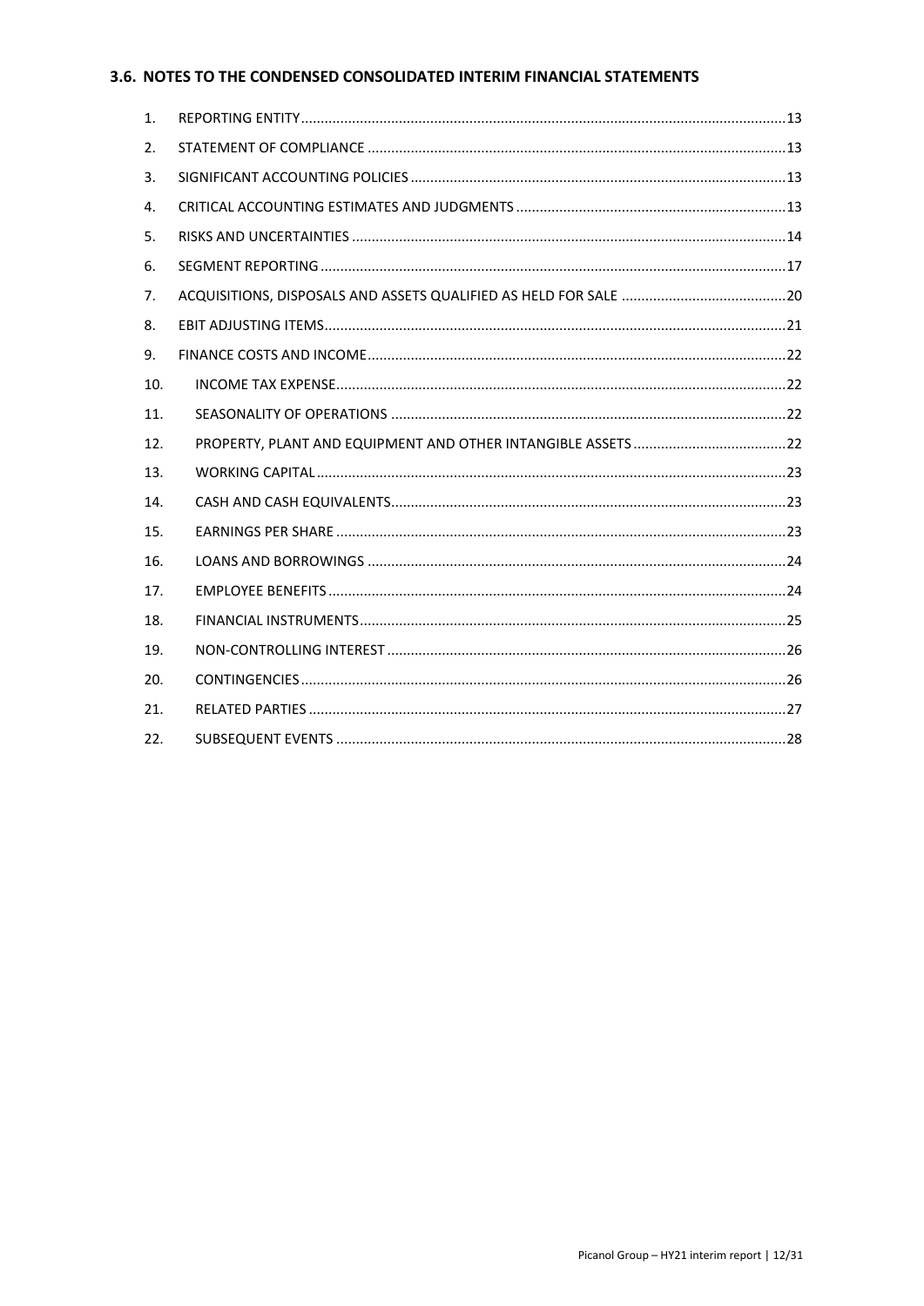## 3.6. NOTES TO THE CONDENSED CONSOLIDATED INTERIM FINANCIAL STATEMENTS

1. REPORTING ENTITY ........ 13
2. STATEMENT OF COMPLIANCE ........ 13
3. SIGNIFICANT ACCOUNTING POLICIES ........ 13
4. CRITICAL ACCOUNTING ESTIMATES AND JUDGMENTS ........ 13
5. RISKS AND UNCERTAINTIES ........ 14
6. SEGMENT REPORTING ........ 17
7. ACQUISITIONS, DISPOSALS AND ASSETS QUALIFIED AS HELD FOR SALE ........ 20
8. EBIT ADJUSTING ITEMS ........ 21
9. FINANCE COSTS AND INCOME ........ 22
10. INCOME TAX EXPENSE ........ 22
11. SEASONALITY OF OPERATIONS ........ 22
12. PROPERTY, PLANT AND EQUIPMENT AND OTHER INTANGIBLE ASSETS ........ 22
13. WORKING CAPITAL ........ 23
14. CASH AND CASH EQUIVALENTS ........ 23
15. EARNINGS PER SHARE ........ 23
16. LOANS AND BORROWINGS ........ 24
17. EMPLOYEE BENEFITS ........ 24
18. FINANCIAL INSTRUMENTS ........ 25
19. NON-CONTROLLING INTEREST ........ 26
20. CONTINGENCIES ........ 26
21. RELATED PARTIES ........ 27
22. SUBSEQUENT EVENTS ........ 28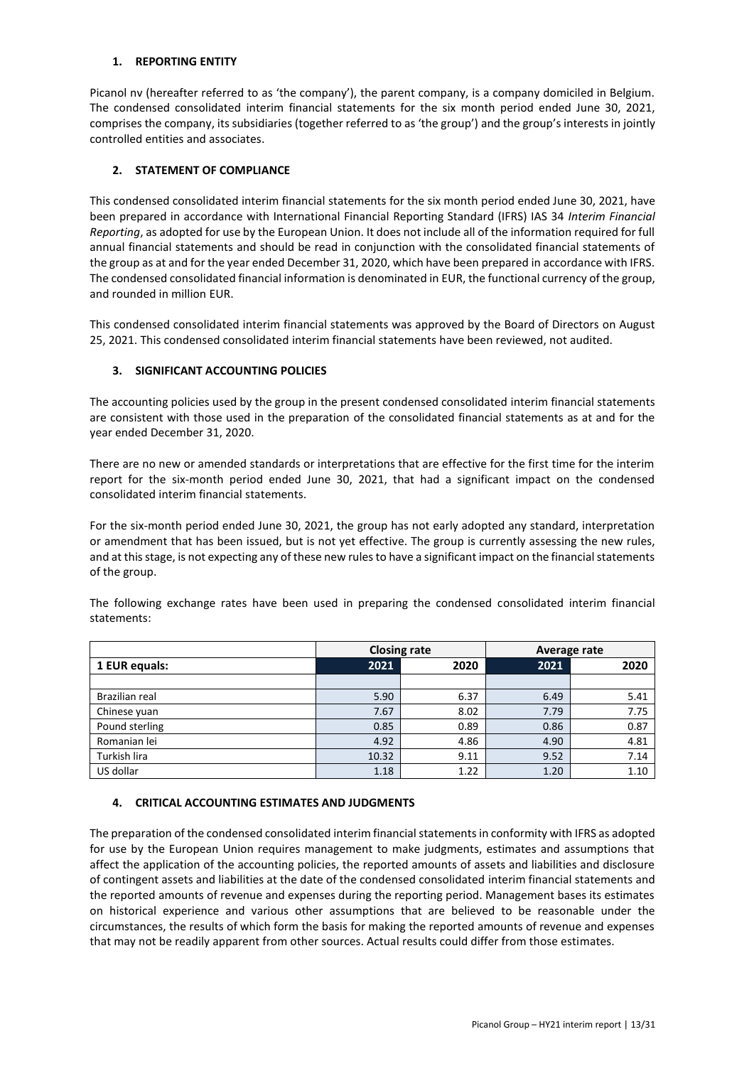## 1. REPORTING ENTITY

Picanol nv (hereafter referred to as 'the company'), the parent company, is a company domiciled in Belgium. The condensed consolidated interim financial statements for the six month period ended June 30, 2021, comprises the company, its subsidiaries (together referred to as 'the group') and the group's interests in jointly controlled entities and associates.

## 2. STATEMENT OF COMPLIANCE

This condensed consolidated interim financial statements for the six month period ended June 30, 2021, have been prepared in accordance with International Financial Reporting Standard (IFRS) IAS 34 *Interim Financial Reporting*, as adopted for use by the European Union. It does not include all of the information required for full annual financial statements and should be read in conjunction with the consolidated financial statements of the group as at and for the year ended December 31, 2020, which have been prepared in accordance with IFRS. The condensed consolidated financial information is denominated in EUR, the functional currency of the group, and rounded in million EUR.

This condensed consolidated interim financial statements was approved by the Board of Directors on August 25, 2021. This condensed consolidated interim financial statements have been reviewed, not audited.

## 3. SIGNIFICANT ACCOUNTING POLICIES

The accounting policies used by the group in the present condensed consolidated interim financial statements are consistent with those used in the preparation of the consolidated financial statements as at and for the year ended December 31, 2020.

There are no new or amended standards or interpretations that are effective for the first time for the interim report for the six-month period ended June 30, 2021, that had a significant impact on the condensed consolidated interim financial statements.

For the six-month period ended June 30, 2021, the group has not early adopted any standard, interpretation or amendment that has been issued, but is not yet effective. The group is currently assessing the new rules, and at this stage, is not expecting any of these new rules to have a significant impact on the financial statements of the group.

The following exchange rates have been used in preparing the condensed consolidated interim financial statements:

| | Closing rate | | Average rate | |
|---|---|---|---|---|
| **1 EUR equals:** | **2021** | **2020** | **2021** | **2020** |
| | | | | |
| Brazilian real | 5.90 | 6.37 | 6.49 | 5.41 |
| Chinese yuan | 7.67 | 8.02 | 7.79 | 7.75 |
| Pound sterling | 0.85 | 0.89 | 0.86 | 0.87 |
| Romanian lei | 4.92 | 4.86 | 4.90 | 4.81 |
| Turkish lira | 10.32 | 9.11 | 9.52 | 7.14 |
| US dollar | 1.18 | 1.22 | 1.20 | 1.10 |

## 4. CRITICAL ACCOUNTING ESTIMATES AND JUDGMENTS

The preparation of the condensed consolidated interim financial statements in conformity with IFRS as adopted for use by the European Union requires management to make judgments, estimates and assumptions that affect the application of the accounting policies, the reported amounts of assets and liabilities and disclosure of contingent assets and liabilities at the date of the condensed consolidated interim financial statements and the reported amounts of revenue and expenses during the reporting period. Management bases its estimates on historical experience and various other assumptions that are believed to be reasonable under the circumstances, the results of which form the basis for making the reported amounts of revenue and expenses that may not be readily apparent from other sources. Actual results could differ from those estimates.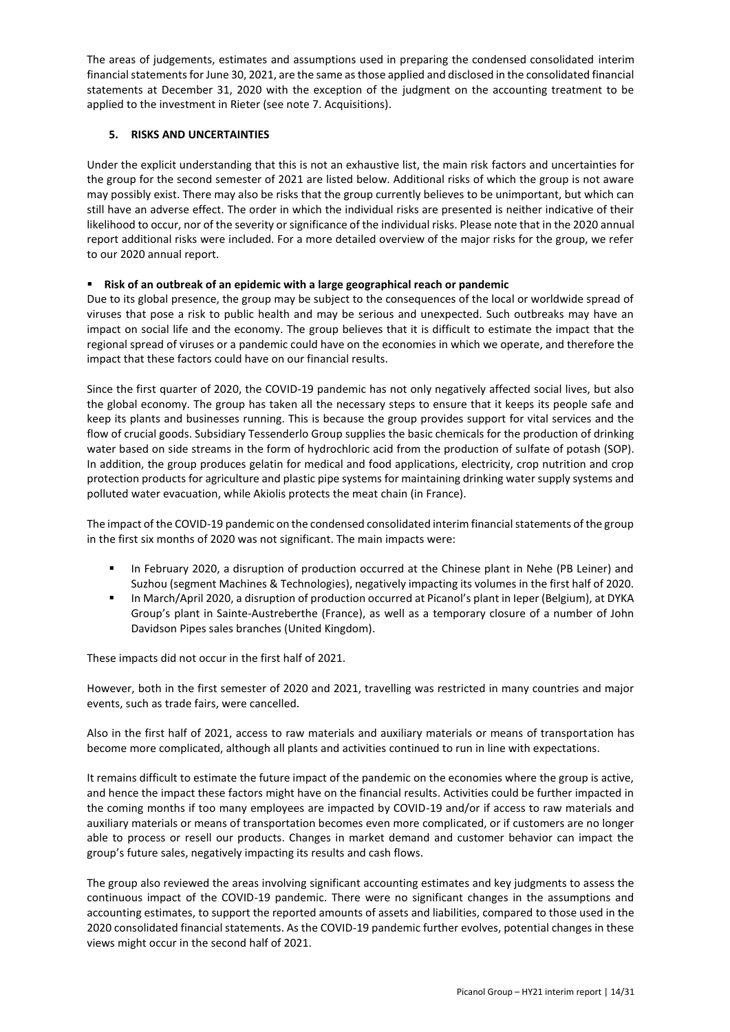The areas of judgements, estimates and assumptions used in preparing the condensed consolidated interim financial statements for June 30, 2021, are the same as those applied and disclosed in the consolidated financial statements at December 31, 2020 with the exception of the judgment on the accounting treatment to be applied to the investment in Rieter (see note 7. Acquisitions).

## 5. RISKS AND UNCERTAINTIES

Under the explicit understanding that this is not an exhaustive list, the main risk factors and uncertainties for the group for the second semester of 2021 are listed below. Additional risks of which the group is not aware may possibly exist. There may also be risks that the group currently believes to be unimportant, but which can still have an adverse effect. The order in which the individual risks are presented is neither indicative of their likelihood to occur, nor of the severity or significance of the individual risks. Please note that in the 2020 annual report additional risks were included. For a more detailed overview of the major risks for the group, we refer to our 2020 annual report.

- **Risk of an outbreak of an epidemic with a large geographical reach or pandemic**

Due to its global presence, the group may be subject to the consequences of the local or worldwide spread of viruses that pose a risk to public health and may be serious and unexpected. Such outbreaks may have an impact on social life and the economy. The group believes that it is difficult to estimate the impact that the regional spread of viruses or a pandemic could have on the economies in which we operate, and therefore the impact that these factors could have on our financial results.

Since the first quarter of 2020, the COVID-19 pandemic has not only negatively affected social lives, but also the global economy. The group has taken all the necessary steps to ensure that it keeps its people safe and keep its plants and businesses running. This is because the group provides support for vital services and the flow of crucial goods. Subsidiary Tessenderlo Group supplies the basic chemicals for the production of drinking water based on side streams in the form of hydrochloric acid from the production of sulfate of potash (SOP). In addition, the group produces gelatin for medical and food applications, electricity, crop nutrition and crop protection products for agriculture and plastic pipe systems for maintaining drinking water supply systems and polluted water evacuation, while Akiolis protects the meat chain (in France).

The impact of the COVID-19 pandemic on the condensed consolidated interim financial statements of the group in the first six months of 2020 was not significant. The main impacts were:

- In February 2020, a disruption of production occurred at the Chinese plant in Nehe (PB Leiner) and Suzhou (segment Machines & Technologies), negatively impacting its volumes in the first half of 2020.
- In March/April 2020, a disruption of production occurred at Picanol's plant in Ieper (Belgium), at DYKA Group's plant in Sainte-Austreberthe (France), as well as a temporary closure of a number of John Davidson Pipes sales branches (United Kingdom).

These impacts did not occur in the first half of 2021.

However, both in the first semester of 2020 and 2021, travelling was restricted in many countries and major events, such as trade fairs, were cancelled.

Also in the first half of 2021, access to raw materials and auxiliary materials or means of transportation has become more complicated, although all plants and activities continued to run in line with expectations.

It remains difficult to estimate the future impact of the pandemic on the economies where the group is active, and hence the impact these factors might have on the financial results. Activities could be further impacted in the coming months if too many employees are impacted by COVID-19 and/or if access to raw materials and auxiliary materials or means of transportation becomes even more complicated, or if customers are no longer able to process or resell our products. Changes in market demand and customer behavior can impact the group's future sales, negatively impacting its results and cash flows.

The group also reviewed the areas involving significant accounting estimates and key judgments to assess the continuous impact of the COVID-19 pandemic. There were no significant changes in the assumptions and accounting estimates, to support the reported amounts of assets and liabilities, compared to those used in the 2020 consolidated financial statements. As the COVID-19 pandemic further evolves, potential changes in these views might occur in the second half of 2021.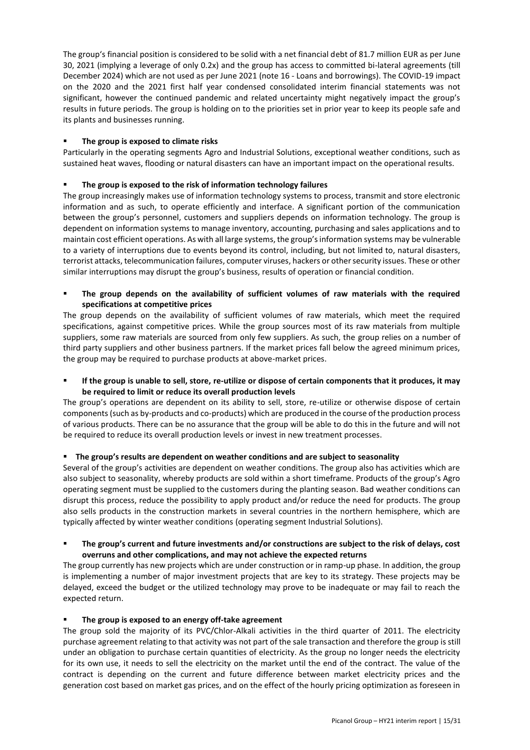The group's financial position is considered to be solid with a net financial debt of 81.7 million EUR as per June 30, 2021 (implying a leverage of only 0.2x) and the group has access to committed bi-lateral agreements (till December 2024) which are not used as per June 2021 (note 16 - Loans and borrowings). The COVID-19 impact on the 2020 and the 2021 first half year condensed consolidated interim financial statements was not significant, however the continued pandemic and related uncertainty might negatively impact the group's results in future periods. The group is holding on to the priorities set in prior year to keep its people safe and its plants and businesses running.

- **The group is exposed to climate risks**

Particularly in the operating segments Agro and Industrial Solutions, exceptional weather conditions, such as sustained heat waves, flooding or natural disasters can have an important impact on the operational results.

- **The group is exposed to the risk of information technology failures**

The group increasingly makes use of information technology systems to process, transmit and store electronic information and as such, to operate efficiently and interface. A significant portion of the communication between the group's personnel, customers and suppliers depends on information technology. The group is dependent on information systems to manage inventory, accounting, purchasing and sales applications and to maintain cost efficient operations. As with all large systems, the group's information systems may be vulnerable to a variety of interruptions due to events beyond its control, including, but not limited to, natural disasters, terrorist attacks, telecommunication failures, computer viruses, hackers or other security issues. These or other similar interruptions may disrupt the group's business, results of operation or financial condition.

- **The group depends on the availability of sufficient volumes of raw materials with the required specifications at competitive prices**

The group depends on the availability of sufficient volumes of raw materials, which meet the required specifications, against competitive prices. While the group sources most of its raw materials from multiple suppliers, some raw materials are sourced from only few suppliers. As such, the group relies on a number of third party suppliers and other business partners. If the market prices fall below the agreed minimum prices, the group may be required to purchase products at above-market prices.

- **If the group is unable to sell, store, re-utilize or dispose of certain components that it produces, it may be required to limit or reduce its overall production levels**

The group's operations are dependent on its ability to sell, store, re-utilize or otherwise dispose of certain components (such as by-products and co-products) which are produced in the course of the production process of various products. There can be no assurance that the group will be able to do this in the future and will not be required to reduce its overall production levels or invest in new treatment processes.

- **The group's results are dependent on weather conditions and are subject to seasonality**

Several of the group's activities are dependent on weather conditions. The group also has activities which are also subject to seasonality, whereby products are sold within a short timeframe. Products of the group's Agro operating segment must be supplied to the customers during the planting season. Bad weather conditions can disrupt this process, reduce the possibility to apply product and/or reduce the need for products. The group also sells products in the construction markets in several countries in the northern hemisphere, which are typically affected by winter weather conditions (operating segment Industrial Solutions).

- **The group's current and future investments and/or constructions are subject to the risk of delays, cost overruns and other complications, and may not achieve the expected returns**

The group currently has new projects which are under construction or in ramp-up phase. In addition, the group is implementing a number of major investment projects that are key to its strategy. These projects may be delayed, exceed the budget or the utilized technology may prove to be inadequate or may fail to reach the expected return.

- **The group is exposed to an energy off-take agreement**

The group sold the majority of its PVC/Chlor-Alkali activities in the third quarter of 2011. The electricity purchase agreement relating to that activity was not part of the sale transaction and therefore the group is still under an obligation to purchase certain quantities of electricity. As the group no longer needs the electricity for its own use, it needs to sell the electricity on the market until the end of the contract. The value of the contract is depending on the current and future difference between market electricity prices and the generation cost based on market gas prices, and on the effect of the hourly pricing optimization as foreseen in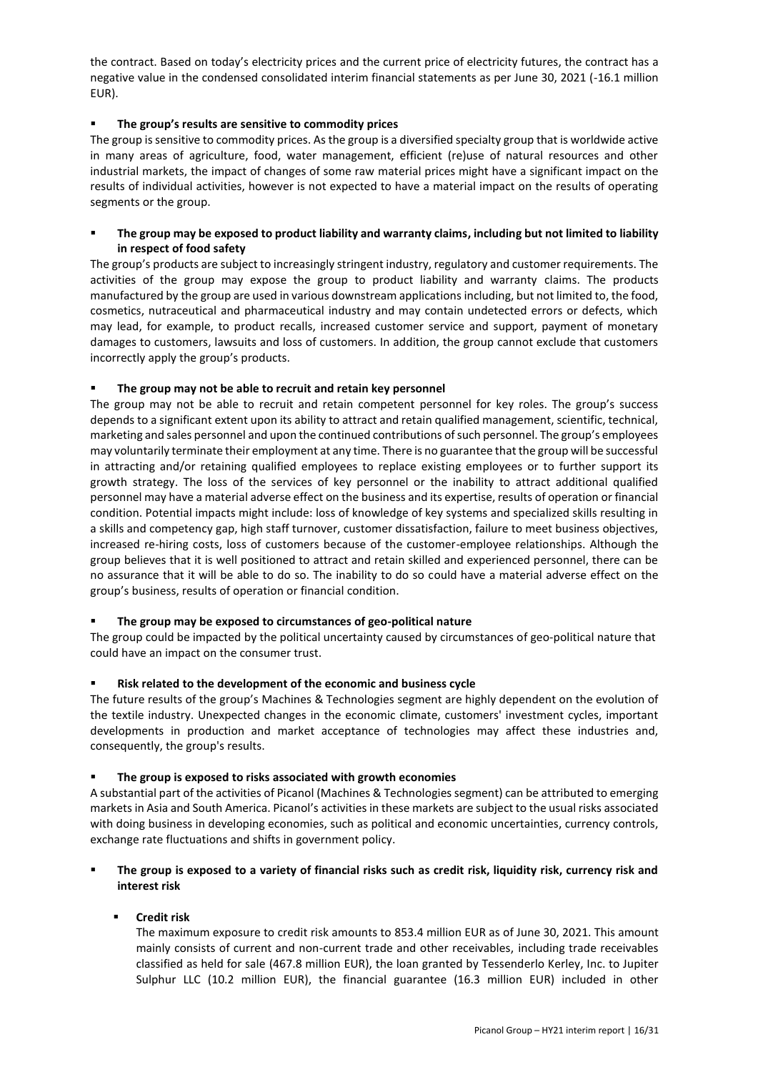the contract. Based on today's electricity prices and the current price of electricity futures, the contract has a negative value in the condensed consolidated interim financial statements as per June 30, 2021 (-16.1 million EUR).

- **The group's results are sensitive to commodity prices**

The group is sensitive to commodity prices. As the group is a diversified specialty group that is worldwide active in many areas of agriculture, food, water management, efficient (re)use of natural resources and other industrial markets, the impact of changes of some raw material prices might have a significant impact on the results of individual activities, however is not expected to have a material impact on the results of operating segments or the group.

- **The group may be exposed to product liability and warranty claims, including but not limited to liability in respect of food safety**

The group's products are subject to increasingly stringent industry, regulatory and customer requirements. The activities of the group may expose the group to product liability and warranty claims. The products manufactured by the group are used in various downstream applications including, but not limited to, the food, cosmetics, nutraceutical and pharmaceutical industry and may contain undetected errors or defects, which may lead, for example, to product recalls, increased customer service and support, payment of monetary damages to customers, lawsuits and loss of customers. In addition, the group cannot exclude that customers incorrectly apply the group's products.

- **The group may not be able to recruit and retain key personnel**

The group may not be able to recruit and retain competent personnel for key roles. The group's success depends to a significant extent upon its ability to attract and retain qualified management, scientific, technical, marketing and sales personnel and upon the continued contributions of such personnel. The group's employees may voluntarily terminate their employment at any time. There is no guarantee that the group will be successful in attracting and/or retaining qualified employees to replace existing employees or to further support its growth strategy. The loss of the services of key personnel or the inability to attract additional qualified personnel may have a material adverse effect on the business and its expertise, results of operation or financial condition. Potential impacts might include: loss of knowledge of key systems and specialized skills resulting in a skills and competency gap, high staff turnover, customer dissatisfaction, failure to meet business objectives, increased re-hiring costs, loss of customers because of the customer-employee relationships. Although the group believes that it is well positioned to attract and retain skilled and experienced personnel, there can be no assurance that it will be able to do so. The inability to do so could have a material adverse effect on the group's business, results of operation or financial condition.

- **The group may be exposed to circumstances of geo-political nature**

The group could be impacted by the political uncertainty caused by circumstances of geo-political nature that could have an impact on the consumer trust.

- **Risk related to the development of the economic and business cycle**

The future results of the group's Machines & Technologies segment are highly dependent on the evolution of the textile industry. Unexpected changes in the economic climate, customers' investment cycles, important developments in production and market acceptance of technologies may affect these industries and, consequently, the group's results.

- **The group is exposed to risks associated with growth economies**

A substantial part of the activities of Picanol (Machines & Technologies segment) can be attributed to emerging markets in Asia and South America. Picanol's activities in these markets are subject to the usual risks associated with doing business in developing economies, such as political and economic uncertainties, currency controls, exchange rate fluctuations and shifts in government policy.

- **The group is exposed to a variety of financial risks such as credit risk, liquidity risk, currency risk and interest risk**

  - **Credit risk**

    The maximum exposure to credit risk amounts to 853.4 million EUR as of June 30, 2021. This amount mainly consists of current and non-current trade and other receivables, including trade receivables classified as held for sale (467.8 million EUR), the loan granted by Tessenderlo Kerley, Inc. to Jupiter Sulphur LLC (10.2 million EUR), the financial guarantee (16.3 million EUR) included in other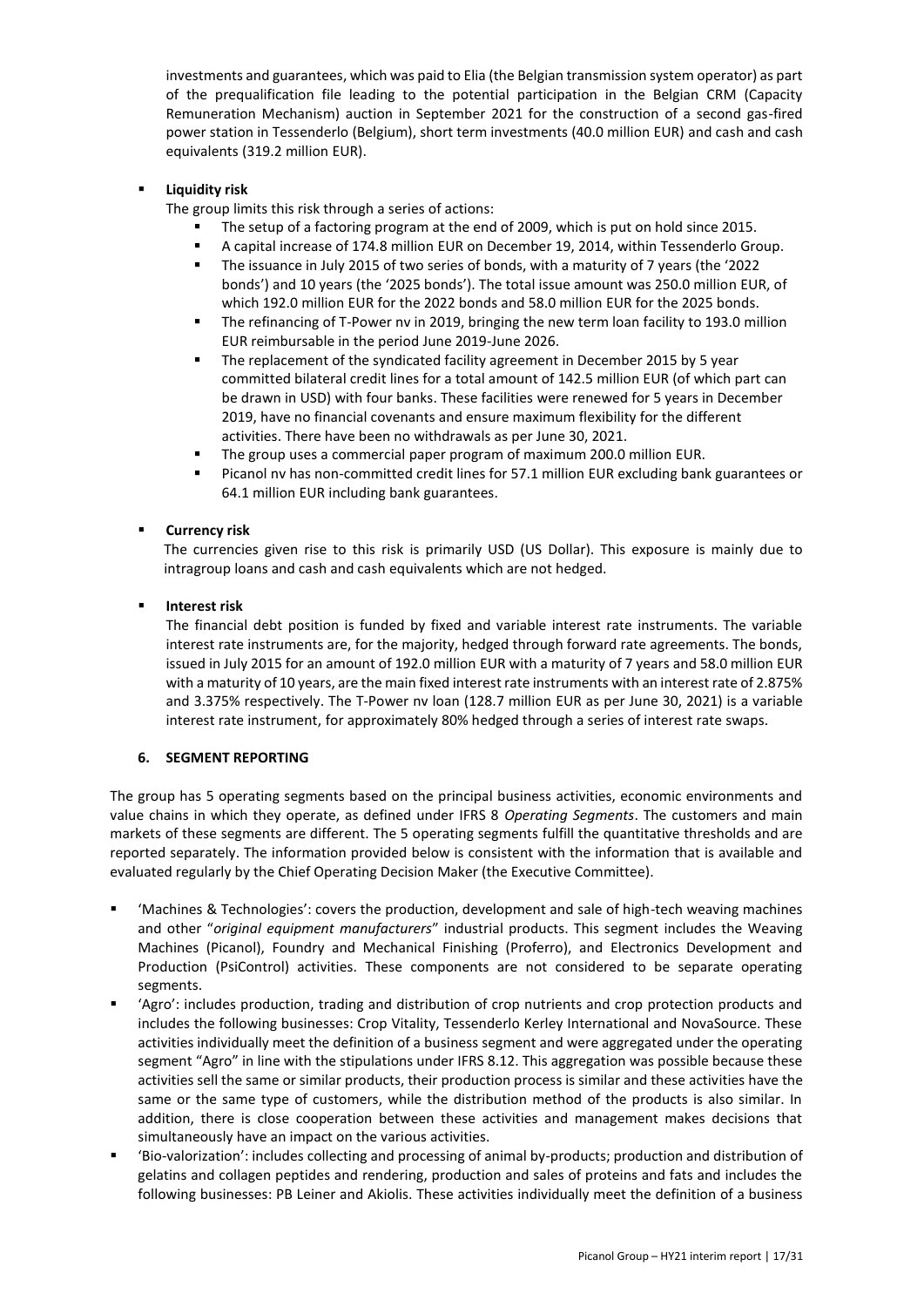investments and guarantees, which was paid to Elia (the Belgian transmission system operator) as part of the prequalification file leading to the potential participation in the Belgian CRM (Capacity Remuneration Mechanism) auction in September 2021 for the construction of a second gas-fired power station in Tessenderlo (Belgium), short term investments (40.0 million EUR) and cash and cash equivalents (319.2 million EUR).

- **Liquidity risk**

  The group limits this risk through a series of actions:

  - The setup of a factoring program at the end of 2009, which is put on hold since 2015.
  - A capital increase of 174.8 million EUR on December 19, 2014, within Tessenderlo Group.
  - The issuance in July 2015 of two series of bonds, with a maturity of 7 years (the '2022 bonds') and 10 years (the '2025 bonds'). The total issue amount was 250.0 million EUR, of which 192.0 million EUR for the 2022 bonds and 58.0 million EUR for the 2025 bonds.
  - The refinancing of T-Power nv in 2019, bringing the new term loan facility to 193.0 million EUR reimbursable in the period June 2019-June 2026.
  - The replacement of the syndicated facility agreement in December 2015 by 5 year committed bilateral credit lines for a total amount of 142.5 million EUR (of which part can be drawn in USD) with four banks. These facilities were renewed for 5 years in December 2019, have no financial covenants and ensure maximum flexibility for the different activities. There have been no withdrawals as per June 30, 2021.
  - The group uses a commercial paper program of maximum 200.0 million EUR.
  - Picanol nv has non-committed credit lines for 57.1 million EUR excluding bank guarantees or 64.1 million EUR including bank guarantees.

- **Currency risk**

  The currencies given rise to this risk is primarily USD (US Dollar). This exposure is mainly due to intragroup loans and cash and cash equivalents which are not hedged.

- **Interest risk**

  The financial debt position is funded by fixed and variable interest rate instruments. The variable interest rate instruments are, for the majority, hedged through forward rate agreements. The bonds, issued in July 2015 for an amount of 192.0 million EUR with a maturity of 7 years and 58.0 million EUR with a maturity of 10 years, are the main fixed interest rate instruments with an interest rate of 2.875% and 3.375% respectively. The T-Power nv loan (128.7 million EUR as per June 30, 2021) is a variable interest rate instrument, for approximately 80% hedged through a series of interest rate swaps.

## 6. SEGMENT REPORTING

The group has 5 operating segments based on the principal business activities, economic environments and value chains in which they operate, as defined under IFRS 8 *Operating Segments*. The customers and main markets of these segments are different. The 5 operating segments fulfill the quantitative thresholds and are reported separately. The information provided below is consistent with the information that is available and evaluated regularly by the Chief Operating Decision Maker (the Executive Committee).

- 'Machines & Technologies': covers the production, development and sale of high-tech weaving machines and other "*original equipment manufacturers*" industrial products. This segment includes the Weaving Machines (Picanol), Foundry and Mechanical Finishing (Proferro), and Electronics Development and Production (PsiControl) activities. These components are not considered to be separate operating segments.
- 'Agro': includes production, trading and distribution of crop nutrients and crop protection products and includes the following businesses: Crop Vitality, Tessenderlo Kerley International and NovaSource. These activities individually meet the definition of a business segment and were aggregated under the operating segment "Agro" in line with the stipulations under IFRS 8.12. This aggregation was possible because these activities sell the same or similar products, their production process is similar and these activities have the same or the same type of customers, while the distribution method of the products is also similar. In addition, there is close cooperation between these activities and management makes decisions that simultaneously have an impact on the various activities.
- 'Bio-valorization': includes collecting and processing of animal by-products; production and distribution of gelatins and collagen peptides and rendering, production and sales of proteins and fats and includes the following businesses: PB Leiner and Akiolis. These activities individually meet the definition of a business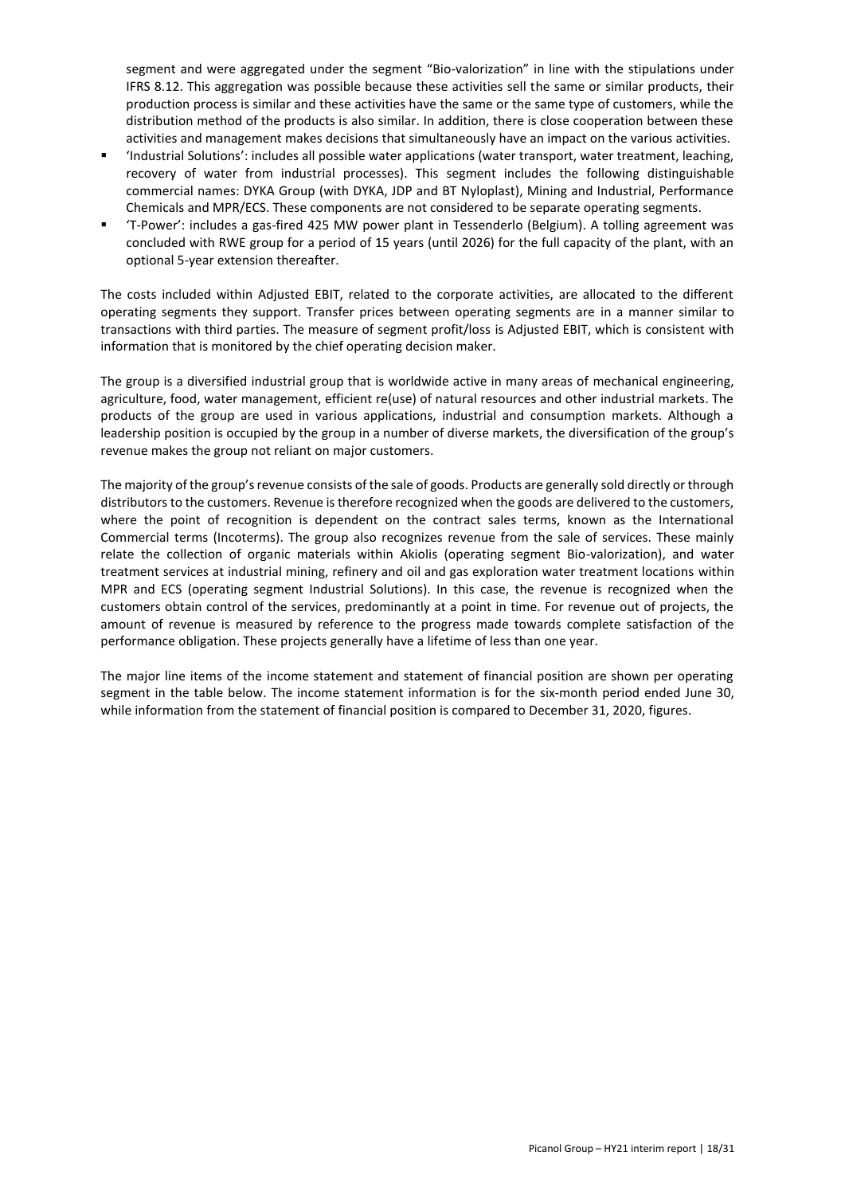segment and were aggregated under the segment "Bio-valorization" in line with the stipulations under IFRS 8.12. This aggregation was possible because these activities sell the same or similar products, their production process is similar and these activities have the same or the same type of customers, while the distribution method of the products is also similar. In addition, there is close cooperation between these activities and management makes decisions that simultaneously have an impact on the various activities.

- 'Industrial Solutions': includes all possible water applications (water transport, water treatment, leaching, recovery of water from industrial processes). This segment includes the following distinguishable commercial names: DYKA Group (with DYKA, JDP and BT Nyloplast), Mining and Industrial, Performance Chemicals and MPR/ECS. These components are not considered to be separate operating segments.
- 'T-Power': includes a gas-fired 425 MW power plant in Tessenderlo (Belgium). A tolling agreement was concluded with RWE group for a period of 15 years (until 2026) for the full capacity of the plant, with an optional 5-year extension thereafter.

The costs included within Adjusted EBIT, related to the corporate activities, are allocated to the different operating segments they support. Transfer prices between operating segments are in a manner similar to transactions with third parties. The measure of segment profit/loss is Adjusted EBIT, which is consistent with information that is monitored by the chief operating decision maker.

The group is a diversified industrial group that is worldwide active in many areas of mechanical engineering, agriculture, food, water management, efficient re(use) of natural resources and other industrial markets. The products of the group are used in various applications, industrial and consumption markets. Although a leadership position is occupied by the group in a number of diverse markets, the diversification of the group's revenue makes the group not reliant on major customers.

The majority of the group's revenue consists of the sale of goods. Products are generally sold directly or through distributors to the customers. Revenue is therefore recognized when the goods are delivered to the customers, where the point of recognition is dependent on the contract sales terms, known as the International Commercial terms (Incoterms). The group also recognizes revenue from the sale of services. These mainly relate the collection of organic materials within Akiolis (operating segment Bio-valorization), and water treatment services at industrial mining, refinery and oil and gas exploration water treatment locations within MPR and ECS (operating segment Industrial Solutions). In this case, the revenue is recognized when the customers obtain control of the services, predominantly at a point in time. For revenue out of projects, the amount of revenue is measured by reference to the progress made towards complete satisfaction of the performance obligation. These projects generally have a lifetime of less than one year.

The major line items of the income statement and statement of financial position are shown per operating segment in the table below. The income statement information is for the six-month period ended June 30, while information from the statement of financial position is compared to December 31, 2020, figures.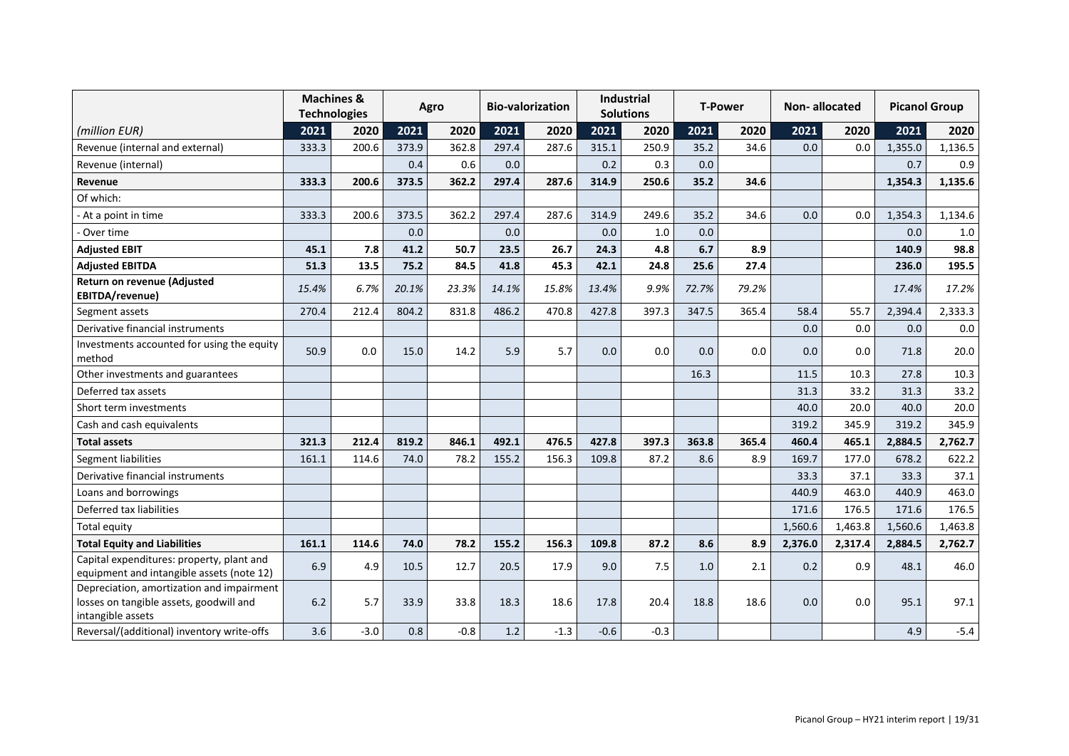| | Machines & Technologies | | Agro | | Bio-valorization | | Industrial Solutions | | T-Power | | Non- allocated | | Picanol Group | |
|---|---|---|---|---|---|---|---|---|---|---|---|---|---|---|
| *(million EUR)* | **2021** | **2020** | **2021** | **2020** | **2021** | **2020** | **2021** | **2020** | **2021** | **2020** | **2021** | **2020** | **2021** | **2020** |
| Revenue (internal and external) | 333.3 | 200.6 | 373.9 | 362.8 | 297.4 | 287.6 | 315.1 | 250.9 | 35.2 | 34.6 | 0.0 | 0.0 | 1,355.0 | 1,136.5 |
| Revenue (internal) | | | 0.4 | 0.6 | 0.0 | | 0.2 | 0.3 | 0.0 | | | | 0.7 | 0.9 |
| **Revenue** | **333.3** | **200.6** | **373.5** | **362.2** | **297.4** | **287.6** | **314.9** | **250.6** | **35.2** | **34.6** | | | **1,354.3** | **1,135.6** |
| Of which: | | | | | | | | | | | | | | |
| - At a point in time | 333.3 | 200.6 | 373.5 | 362.2 | 297.4 | 287.6 | 314.9 | 249.6 | 35.2 | 34.6 | 0.0 | 0.0 | 1,354.3 | 1,134.6 |
| - Over time | | | 0.0 | | 0.0 | | 0.0 | 1.0 | 0.0 | | | | 0.0 | 1.0 |
| **Adjusted EBIT** | **45.1** | **7.8** | **41.2** | **50.7** | **23.5** | **26.7** | **24.3** | **4.8** | **6.7** | **8.9** | | | **140.9** | **98.8** |
| **Adjusted EBITDA** | **51.3** | **13.5** | **75.2** | **84.5** | **41.8** | **45.3** | **42.1** | **24.8** | **25.6** | **27.4** | | | **236.0** | **195.5** |
| **Return on revenue (Adjusted EBITDA/revenue)** | *15.4%* | *6.7%* | *20.1%* | *23.3%* | *14.1%* | *15.8%* | *13.4%* | *9.9%* | *72.7%* | *79.2%* | | | *17.4%* | *17.2%* |
| Segment assets | 270.4 | 212.4 | 804.2 | 831.8 | 486.2 | 470.8 | 427.8 | 397.3 | 347.5 | 365.4 | 58.4 | 55.7 | 2,394.4 | 2,333.3 |
| Derivative financial instruments | | | | | | | | | | | 0.0 | 0.0 | 0.0 | 0.0 |
| Investments accounted for using the equity method | 50.9 | 0.0 | 15.0 | 14.2 | 5.9 | 5.7 | 0.0 | 0.0 | 0.0 | 0.0 | 0.0 | 0.0 | 71.8 | 20.0 |
| Other investments and guarantees | | | | | | | | | 16.3 | | 11.5 | 10.3 | 27.8 | 10.3 |
| Deferred tax assets | | | | | | | | | | | 31.3 | 33.2 | 31.3 | 33.2 |
| Short term investments | | | | | | | | | | | 40.0 | 20.0 | 40.0 | 20.0 |
| Cash and cash equivalents | | | | | | | | | | | 319.2 | 345.9 | 319.2 | 345.9 |
| **Total assets** | **321.3** | **212.4** | **819.2** | **846.1** | **492.1** | **476.5** | **427.8** | **397.3** | **363.8** | **365.4** | **460.4** | **465.1** | **2,884.5** | **2,762.7** |
| Segment liabilities | 161.1 | 114.6 | 74.0 | 78.2 | 155.2 | 156.3 | 109.8 | 87.2 | 8.6 | 8.9 | 169.7 | 177.0 | 678.2 | 622.2 |
| Derivative financial instruments | | | | | | | | | | | 33.3 | 37.1 | 33.3 | 37.1 |
| Loans and borrowings | | | | | | | | | | | 440.9 | 463.0 | 440.9 | 463.0 |
| Deferred tax liabilities | | | | | | | | | | | 171.6 | 176.5 | 171.6 | 176.5 |
| Total equity | | | | | | | | | | | 1,560.6 | 1,463.8 | 1,560.6 | 1,463.8 |
| **Total Equity and Liabilities** | **161.1** | **114.6** | **74.0** | **78.2** | **155.2** | **156.3** | **109.8** | **87.2** | **8.6** | **8.9** | **2,376.0** | **2,317.4** | **2,884.5** | **2,762.7** |
| Capital expenditures: property, plant and equipment and intangible assets (note 12) | 6.9 | 4.9 | 10.5 | 12.7 | 20.5 | 17.9 | 9.0 | 7.5 | 1.0 | 2.1 | 0.2 | 0.9 | 48.1 | 46.0 |
| Depreciation, amortization and impairment losses on tangible assets, goodwill and intangible assets | 6.2 | 5.7 | 33.9 | 33.8 | 18.3 | 18.6 | 17.8 | 20.4 | 18.8 | 18.6 | 0.0 | 0.0 | 95.1 | 97.1 |
| Reversal/(additional) inventory write-offs | 3.6 | -3.0 | 0.8 | -0.8 | 1.2 | -1.3 | -0.6 | -0.3 | | | | | 4.9 | -5.4 |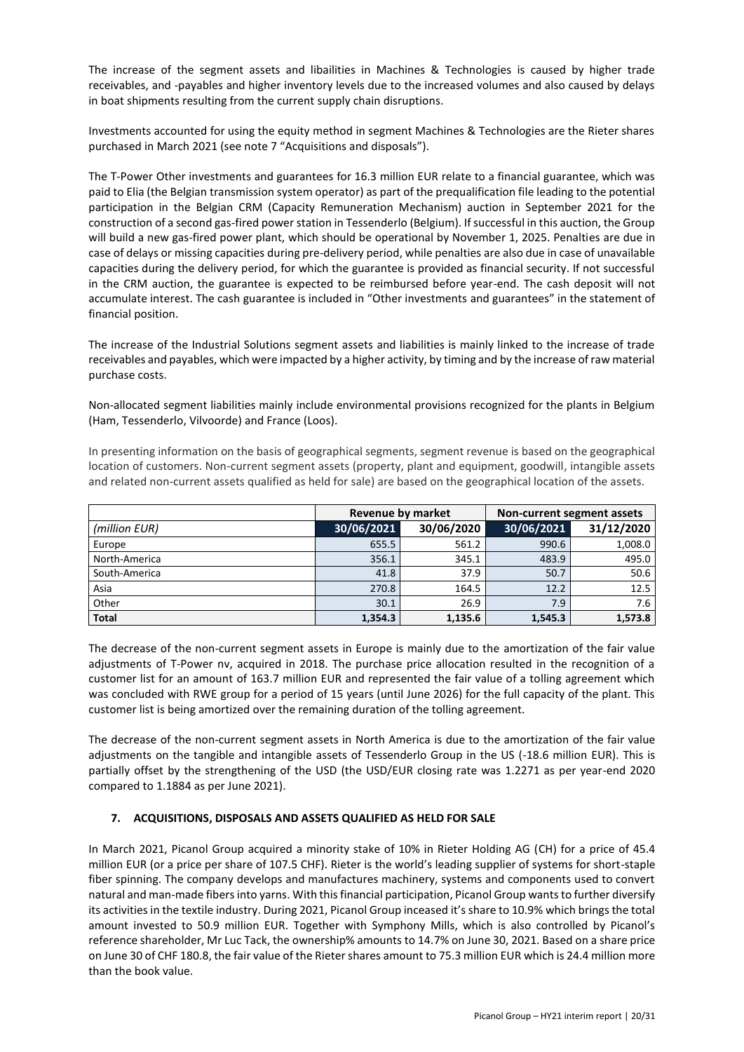The increase of the segment assets and libailities in Machines & Technologies is caused by higher trade receivables, and -payables and higher inventory levels due to the increased volumes and also caused by delays in boat shipments resulting from the current supply chain disruptions.

Investments accounted for using the equity method in segment Machines & Technologies are the Rieter shares purchased in March 2021 (see note 7 "Acquisitions and disposals").

The T-Power Other investments and guarantees for 16.3 million EUR relate to a financial guarantee, which was paid to Elia (the Belgian transmission system operator) as part of the prequalification file leading to the potential participation in the Belgian CRM (Capacity Remuneration Mechanism) auction in September 2021 for the construction of a second gas-fired power station in Tessenderlo (Belgium). If successful in this auction, the Group will build a new gas-fired power plant, which should be operational by November 1, 2025. Penalties are due in case of delays or missing capacities during pre-delivery period, while penalties are also due in case of unavailable capacities during the delivery period, for which the guarantee is provided as financial security. If not successful in the CRM auction, the guarantee is expected to be reimbursed before year-end. The cash deposit will not accumulate interest. The cash guarantee is included in "Other investments and guarantees" in the statement of financial position.

The increase of the Industrial Solutions segment assets and liabilities is mainly linked to the increase of trade receivables and payables, which were impacted by a higher activity, by timing and by the increase of raw material purchase costs.

Non-allocated segment liabilities mainly include environmental provisions recognized for the plants in Belgium (Ham, Tessenderlo, Vilvoorde) and France (Loos).

In presenting information on the basis of geographical segments, segment revenue is based on the geographical location of customers. Non-current segment assets (property, plant and equipment, goodwill, intangible assets and related non-current assets qualified as held for sale) are based on the geographical location of the assets.

| | Revenue by market | | Non-current segment assets | |
|---|---|---|---|---|
| *(million EUR)* | 30/06/2021 | 30/06/2020 | 30/06/2021 | 31/12/2020 |
| Europe | 655.5 | 561.2 | 990.6 | 1,008.0 |
| North-America | 356.1 | 345.1 | 483.9 | 495.0 |
| South-America | 41.8 | 37.9 | 50.7 | 50.6 |
| Asia | 270.8 | 164.5 | 12.2 | 12.5 |
| Other | 30.1 | 26.9 | 7.9 | 7.6 |
| **Total** | **1,354.3** | **1,135.6** | **1,545.3** | **1,573.8** |

The decrease of the non-current segment assets in Europe is mainly due to the amortization of the fair value adjustments of T-Power nv, acquired in 2018. The purchase price allocation resulted in the recognition of a customer list for an amount of 163.7 million EUR and represented the fair value of a tolling agreement which was concluded with RWE group for a period of 15 years (until June 2026) for the full capacity of the plant. This customer list is being amortized over the remaining duration of the tolling agreement.

The decrease of the non-current segment assets in North America is due to the amortization of the fair value adjustments on the tangible and intangible assets of Tessenderlo Group in the US (-18.6 million EUR). This is partially offset by the strengthening of the USD (the USD/EUR closing rate was 1.2271 as per year-end 2020 compared to 1.1884 as per June 2021).

## 7. ACQUISITIONS, DISPOSALS AND ASSETS QUALIFIED AS HELD FOR SALE

In March 2021, Picanol Group acquired a minority stake of 10% in Rieter Holding AG (CH) for a price of 45.4 million EUR (or a price per share of 107.5 CHF). Rieter is the world's leading supplier of systems for short-staple fiber spinning. The company develops and manufactures machinery, systems and components used to convert natural and man-made fibers into yarns. With this financial participation, Picanol Group wants to further diversify its activities in the textile industry. During 2021, Picanol Group inceased it's share to 10.9% which brings the total amount invested to 50.9 million EUR. Together with Symphony Mills, which is also controlled by Picanol's reference shareholder, Mr Luc Tack, the ownership% amounts to 14.7% on June 30, 2021. Based on a share price on June 30 of CHF 180.8, the fair value of the Rieter shares amount to 75.3 million EUR which is 24.4 million more than the book value.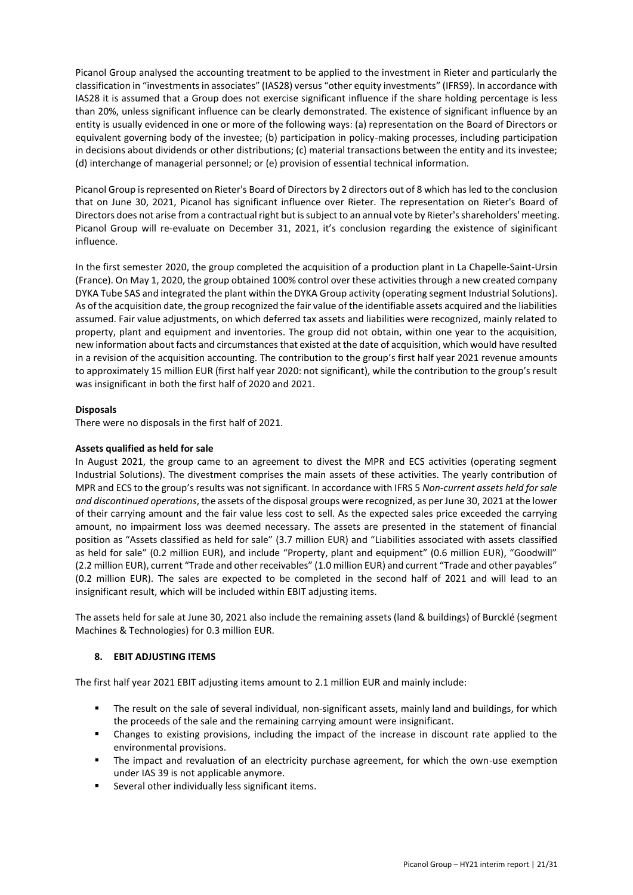Picanol Group analysed the accounting treatment to be applied to the investment in Rieter and particularly the classification in "investments in associates" (IAS28) versus "other equity investments" (IFRS9). In accordance with IAS28 it is assumed that a Group does not exercise significant influence if the share holding percentage is less than 20%, unless significant influence can be clearly demonstrated. The existence of significant influence by an entity is usually evidenced in one or more of the following ways: (a) representation on the Board of Directors or equivalent governing body of the investee; (b) participation in policy-making processes, including participation in decisions about dividends or other distributions; (c) material transactions between the entity and its investee; (d) interchange of managerial personnel; or (e) provision of essential technical information.

Picanol Group is represented on Rieter's Board of Directors by 2 directors out of 8 which has led to the conclusion that on June 30, 2021, Picanol has significant influence over Rieter. The representation on Rieter's Board of Directors does not arise from a contractual right but is subject to an annual vote by Rieter's shareholders' meeting. Picanol Group will re-evaluate on December 31, 2021, it's conclusion regarding the existence of siginificant influence.

In the first semester 2020, the group completed the acquisition of a production plant in La Chapelle-Saint-Ursin (France). On May 1, 2020, the group obtained 100% control over these activities through a new created company DYKA Tube SAS and integrated the plant within the DYKA Group activity (operating segment Industrial Solutions). As of the acquisition date, the group recognized the fair value of the identifiable assets acquired and the liabilities assumed. Fair value adjustments, on which deferred tax assets and liabilities were recognized, mainly related to property, plant and equipment and inventories. The group did not obtain, within one year to the acquisition, new information about facts and circumstances that existed at the date of acquisition, which would have resulted in a revision of the acquisition accounting. The contribution to the group's first half year 2021 revenue amounts to approximately 15 million EUR (first half year 2020: not significant), while the contribution to the group's result was insignificant in both the first half of 2020 and 2021.

**Disposals**

There were no disposals in the first half of 2021.

**Assets qualified as held for sale**

In August 2021, the group came to an agreement to divest the MPR and ECS activities (operating segment Industrial Solutions). The divestment comprises the main assets of these activities. The yearly contribution of MPR and ECS to the group's results was not significant. In accordance with IFRS 5 *Non-current assets held for sale and discontinued operations*, the assets of the disposal groups were recognized, as per June 30, 2021 at the lower of their carrying amount and the fair value less cost to sell. As the expected sales price exceeded the carrying amount, no impairment loss was deemed necessary. The assets are presented in the statement of financial position as "Assets classified as held for sale" (3.7 million EUR) and "Liabilities associated with assets classified as held for sale" (0.2 million EUR), and include "Property, plant and equipment" (0.6 million EUR), "Goodwill" (2.2 million EUR), current "Trade and other receivables" (1.0 million EUR) and current "Trade and other payables" (0.2 million EUR). The sales are expected to be completed in the second half of 2021 and will lead to an insignificant result, which will be included within EBIT adjusting items.

The assets held for sale at June 30, 2021 also include the remaining assets (land & buildings) of Burcklé (segment Machines & Technologies) for 0.3 million EUR.

## 8. EBIT ADJUSTING ITEMS

The first half year 2021 EBIT adjusting items amount to 2.1 million EUR and mainly include:

- The result on the sale of several individual, non-significant assets, mainly land and buildings, for which the proceeds of the sale and the remaining carrying amount were insignificant.
- Changes to existing provisions, including the impact of the increase in discount rate applied to the environmental provisions.
- The impact and revaluation of an electricity purchase agreement, for which the own-use exemption under IAS 39 is not applicable anymore.
- Several other individually less significant items.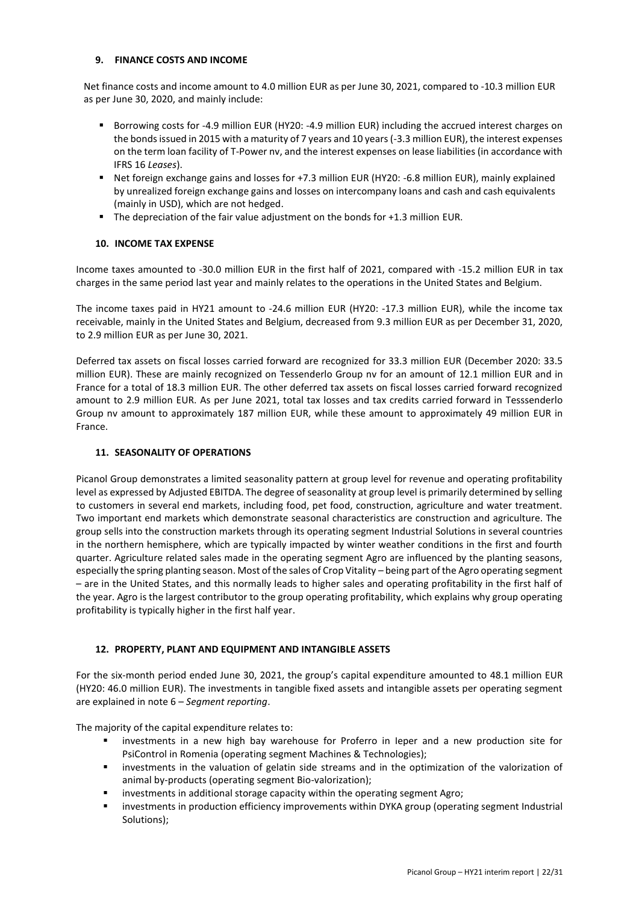## 9. FINANCE COSTS AND INCOME

Net finance costs and income amount to 4.0 million EUR as per June 30, 2021, compared to -10.3 million EUR as per June 30, 2020, and mainly include:

- Borrowing costs for -4.9 million EUR (HY20: -4.9 million EUR) including the accrued interest charges on the bonds issued in 2015 with a maturity of 7 years and 10 years (-3.3 million EUR), the interest expenses on the term loan facility of T-Power nv, and the interest expenses on lease liabilities (in accordance with IFRS 16 *Leases*).
- Net foreign exchange gains and losses for +7.3 million EUR (HY20: -6.8 million EUR), mainly explained by unrealized foreign exchange gains and losses on intercompany loans and cash and cash equivalents (mainly in USD), which are not hedged.
- The depreciation of the fair value adjustment on the bonds for +1.3 million EUR.

## 10. INCOME TAX EXPENSE

Income taxes amounted to -30.0 million EUR in the first half of 2021, compared with -15.2 million EUR in tax charges in the same period last year and mainly relates to the operations in the United States and Belgium.

The income taxes paid in HY21 amount to -24.6 million EUR (HY20: -17.3 million EUR), while the income tax receivable, mainly in the United States and Belgium, decreased from 9.3 million EUR as per December 31, 2020, to 2.9 million EUR as per June 30, 2021.

Deferred tax assets on fiscal losses carried forward are recognized for 33.3 million EUR (December 2020: 33.5 million EUR). These are mainly recognized on Tessenderlo Group nv for an amount of 12.1 million EUR and in France for a total of 18.3 million EUR. The other deferred tax assets on fiscal losses carried forward recognized amount to 2.9 million EUR. As per June 2021, total tax losses and tax credits carried forward in Tesssenderlo Group nv amount to approximately 187 million EUR, while these amount to approximately 49 million EUR in France.

## 11. SEASONALITY OF OPERATIONS

Picanol Group demonstrates a limited seasonality pattern at group level for revenue and operating profitability level as expressed by Adjusted EBITDA. The degree of seasonality at group level is primarily determined by selling to customers in several end markets, including food, pet food, construction, agriculture and water treatment. Two important end markets which demonstrate seasonal characteristics are construction and agriculture. The group sells into the construction markets through its operating segment Industrial Solutions in several countries in the northern hemisphere, which are typically impacted by winter weather conditions in the first and fourth quarter. Agriculture related sales made in the operating segment Agro are influenced by the planting seasons, especially the spring planting season. Most of the sales of Crop Vitality – being part of the Agro operating segment – are in the United States, and this normally leads to higher sales and operating profitability in the first half of the year. Agro is the largest contributor to the group operating profitability, which explains why group operating profitability is typically higher in the first half year.

## 12. PROPERTY, PLANT AND EQUIPMENT AND INTANGIBLE ASSETS

For the six-month period ended June 30, 2021, the group's capital expenditure amounted to 48.1 million EUR (HY20: 46.0 million EUR). The investments in tangible fixed assets and intangible assets per operating segment are explained in note 6 – *Segment reporting*.

The majority of the capital expenditure relates to:

- investments in a new high bay warehouse for Proferro in Ieper and a new production site for PsiControl in Romenia (operating segment Machines & Technologies);
- investments in the valuation of gelatin side streams and in the optimization of the valorization of animal by-products (operating segment Bio-valorization);
- investments in additional storage capacity within the operating segment Agro;
- investments in production efficiency improvements within DYKA group (operating segment Industrial Solutions);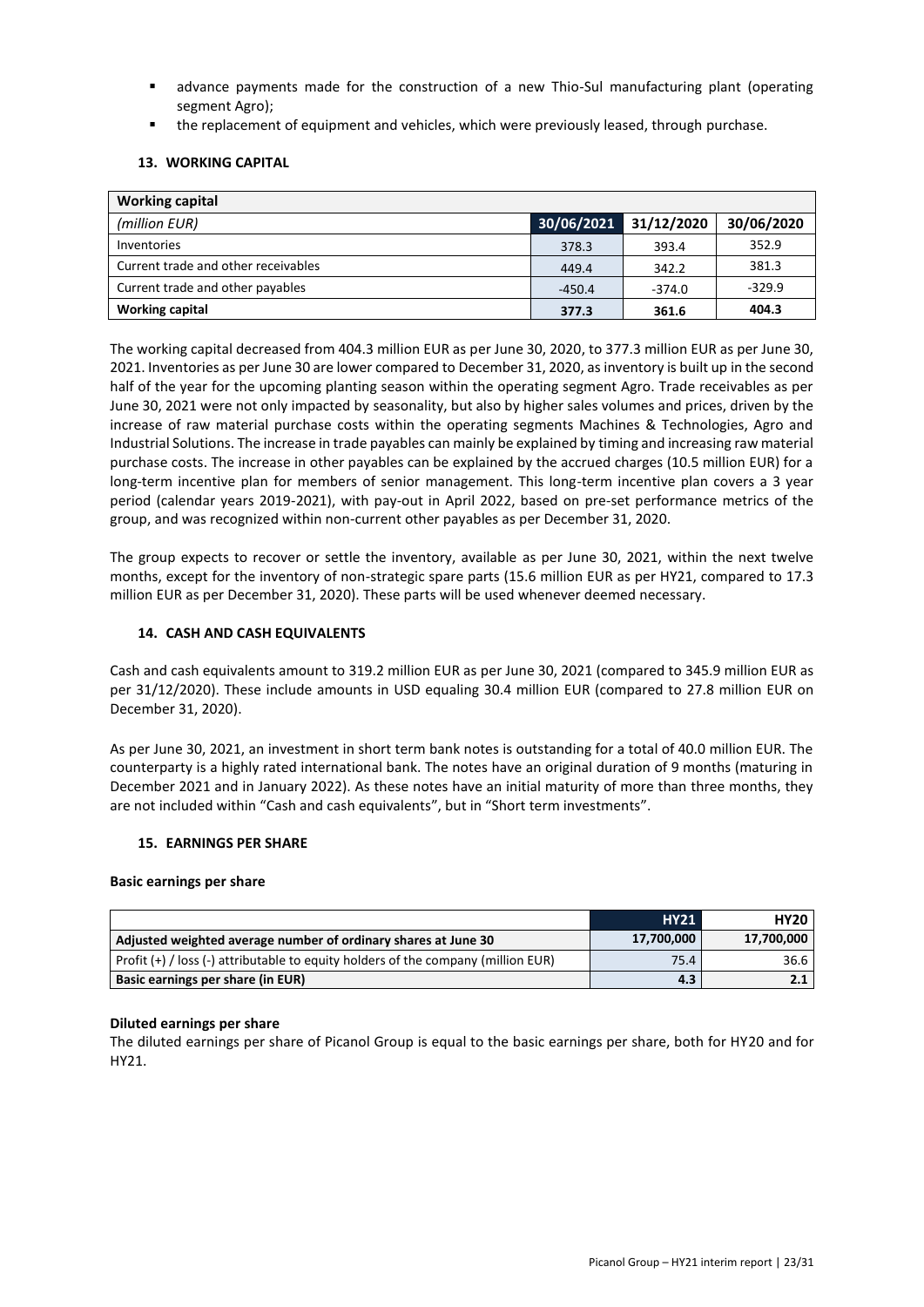- advance payments made for the construction of a new Thio-Sul manufacturing plant (operating segment Agro);
- the replacement of equipment and vehicles, which were previously leased, through purchase.

### 13. WORKING CAPITAL

| **Working capital** | | | |
|---|---|---|---|
| *(million EUR)* | **30/06/2021** | **31/12/2020** | **30/06/2020** |
| Inventories | 378.3 | 393.4 | 352.9 |
| Current trade and other receivables | 449.4 | 342.2 | 381.3 |
| Current trade and other payables | -450.4 | -374.0 | -329.9 |
| **Working capital** | **377.3** | **361.6** | **404.3** |

The working capital decreased from 404.3 million EUR as per June 30, 2020, to 377.3 million EUR as per June 30, 2021. Inventories as per June 30 are lower compared to December 31, 2020, as inventory is built up in the second half of the year for the upcoming planting season within the operating segment Agro. Trade receivables as per June 30, 2021 were not only impacted by seasonality, but also by higher sales volumes and prices, driven by the increase of raw material purchase costs within the operating segments Machines & Technologies, Agro and Industrial Solutions. The increase in trade payables can mainly be explained by timing and increasing raw material purchase costs. The increase in other payables can be explained by the accrued charges (10.5 million EUR) for a long-term incentive plan for members of senior management. This long-term incentive plan covers a 3 year period (calendar years 2019-2021), with pay-out in April 2022, based on pre-set performance metrics of the group, and was recognized within non-current other payables as per December 31, 2020.

The group expects to recover or settle the inventory, available as per June 30, 2021, within the next twelve months, except for the inventory of non-strategic spare parts (15.6 million EUR as per HY21, compared to 17.3 million EUR as per December 31, 2020). These parts will be used whenever deemed necessary.

### 14. CASH AND CASH EQUIVALENTS

Cash and cash equivalents amount to 319.2 million EUR as per June 30, 2021 (compared to 345.9 million EUR as per 31/12/2020). These include amounts in USD equaling 30.4 million EUR (compared to 27.8 million EUR on December 31, 2020).

As per June 30, 2021, an investment in short term bank notes is outstanding for a total of 40.0 million EUR. The counterparty is a highly rated international bank. The notes have an original duration of 9 months (maturing in December 2021 and in January 2022). As these notes have an initial maturity of more than three months, they are not included within "Cash and cash equivalents", but in "Short term investments".

### 15. EARNINGS PER SHARE

**Basic earnings per share**

| | **HY21** | **HY20** |
|---|---|---|
| **Adjusted weighted average number of ordinary shares at June 30** | **17,700,000** | **17,700,000** |
| Profit (+) / loss (-) attributable to equity holders of the company (million EUR) | 75.4 | 36.6 |
| **Basic earnings per share (in EUR)** | **4.3** | **2.1** |

**Diluted earnings per share**

The diluted earnings per share of Picanol Group is equal to the basic earnings per share, both for HY20 and for HY21.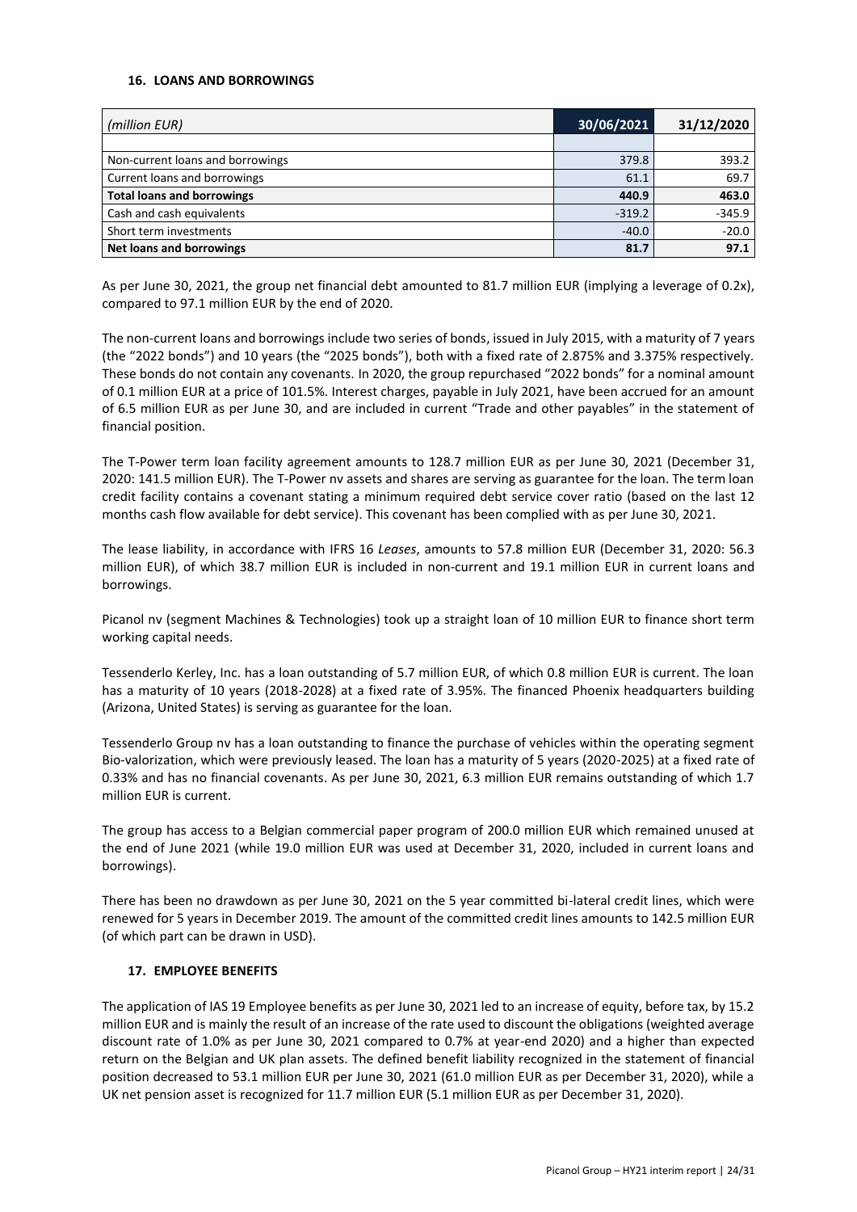## 16. LOANS AND BORROWINGS

| *(million EUR)* | 30/06/2021 | 31/12/2020 |
|---|---|---|
| | | |
| Non-current loans and borrowings | 379.8 | 393.2 |
| Current loans and borrowings | 61.1 | 69.7 |
| **Total loans and borrowings** | **440.9** | **463.0** |
| Cash and cash equivalents | -319.2 | -345.9 |
| Short term investments | -40.0 | -20.0 |
| **Net loans and borrowings** | **81.7** | **97.1** |

As per June 30, 2021, the group net financial debt amounted to 81.7 million EUR (implying a leverage of 0.2x), compared to 97.1 million EUR by the end of 2020.

The non-current loans and borrowings include two series of bonds, issued in July 2015, with a maturity of 7 years (the "2022 bonds") and 10 years (the "2025 bonds"), both with a fixed rate of 2.875% and 3.375% respectively. These bonds do not contain any covenants. In 2020, the group repurchased "2022 bonds" for a nominal amount of 0.1 million EUR at a price of 101.5%. Interest charges, payable in July 2021, have been accrued for an amount of 6.5 million EUR as per June 30, and are included in current "Trade and other payables" in the statement of financial position.

The T-Power term loan facility agreement amounts to 128.7 million EUR as per June 30, 2021 (December 31, 2020: 141.5 million EUR). The T-Power nv assets and shares are serving as guarantee for the loan. The term loan credit facility contains a covenant stating a minimum required debt service cover ratio (based on the last 12 months cash flow available for debt service). This covenant has been complied with as per June 30, 2021.

The lease liability, in accordance with IFRS 16 *Leases*, amounts to 57.8 million EUR (December 31, 2020: 56.3 million EUR), of which 38.7 million EUR is included in non-current and 19.1 million EUR in current loans and borrowings.

Picanol nv (segment Machines & Technologies) took up a straight loan of 10 million EUR to finance short term working capital needs.

Tessenderlo Kerley, Inc. has a loan outstanding of 5.7 million EUR, of which 0.8 million EUR is current. The loan has a maturity of 10 years (2018-2028) at a fixed rate of 3.95%. The financed Phoenix headquarters building (Arizona, United States) is serving as guarantee for the loan.

Tessenderlo Group nv has a loan outstanding to finance the purchase of vehicles within the operating segment Bio-valorization, which were previously leased. The loan has a maturity of 5 years (2020-2025) at a fixed rate of 0.33% and has no financial covenants. As per June 30, 2021, 6.3 million EUR remains outstanding of which 1.7 million EUR is current.

The group has access to a Belgian commercial paper program of 200.0 million EUR which remained unused at the end of June 2021 (while 19.0 million EUR was used at December 31, 2020, included in current loans and borrowings).

There has been no drawdown as per June 30, 2021 on the 5 year committed bi-lateral credit lines, which were renewed for 5 years in December 2019. The amount of the committed credit lines amounts to 142.5 million EUR (of which part can be drawn in USD).

## 17. EMPLOYEE BENEFITS

The application of IAS 19 Employee benefits as per June 30, 2021 led to an increase of equity, before tax, by 15.2 million EUR and is mainly the result of an increase of the rate used to discount the obligations (weighted average discount rate of 1.0% as per June 30, 2021 compared to 0.7% at year-end 2020) and a higher than expected return on the Belgian and UK plan assets. The defined benefit liability recognized in the statement of financial position decreased to 53.1 million EUR per June 30, 2021 (61.0 million EUR as per December 31, 2020), while a UK net pension asset is recognized for 11.7 million EUR (5.1 million EUR as per December 31, 2020).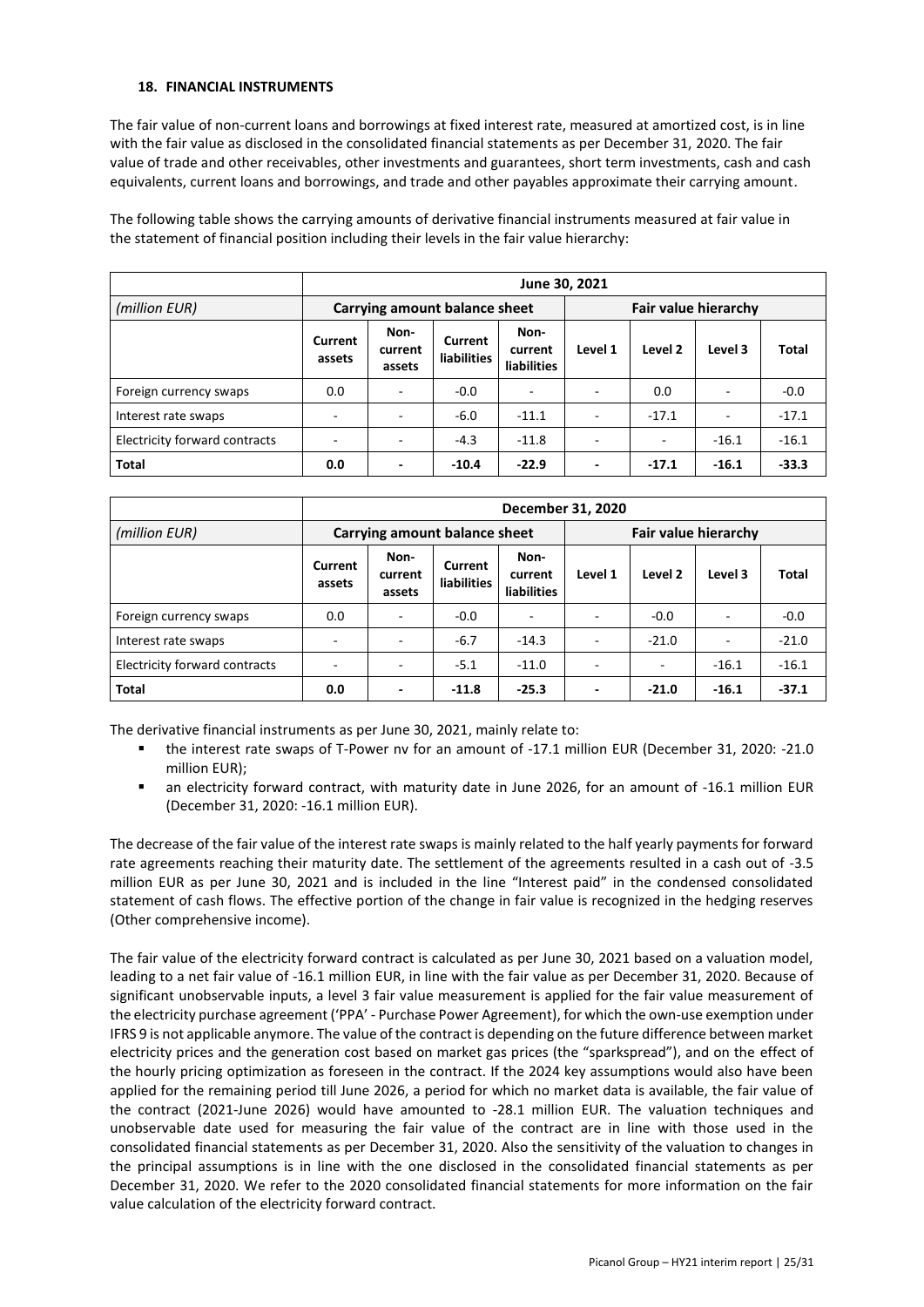### 18. FINANCIAL INSTRUMENTS

The fair value of non-current loans and borrowings at fixed interest rate, measured at amortized cost, is in line with the fair value as disclosed in the consolidated financial statements as per December 31, 2020. The fair value of trade and other receivables, other investments and guarantees, short term investments, cash and cash equivalents, current loans and borrowings, and trade and other payables approximate their carrying amount.

The following table shows the carrying amounts of derivative financial instruments measured at fair value in the statement of financial position including their levels in the fair value hierarchy:

| | June 30, 2021 | | | | | | | |
|---|---|---|---|---|---|---|---|---|
| *(million EUR)* | **Carrying amount balance sheet** | | | | **Fair value hierarchy** | | | |
| | **Current assets** | **Non-current assets** | **Current liabilities** | **Non-current liabilities** | **Level 1** | **Level 2** | **Level 3** | **Total** |
| Foreign currency swaps | 0.0 | - | -0.0 | - | - | 0.0 | - | -0.0 |
| Interest rate swaps | - | - | -6.0 | -11.1 | - | -17.1 | - | -17.1 |
| Electricity forward contracts | - | - | -4.3 | -11.8 | - | - | -16.1 | -16.1 |
| **Total** | **0.0** | **-** | **-10.4** | **-22.9** | **-** | **-17.1** | **-16.1** | **-33.3** |

| | December 31, 2020 | | | | | | | |
|---|---|---|---|---|---|---|---|---|
| *(million EUR)* | **Carrying amount balance sheet** | | | | **Fair value hierarchy** | | | |
| | **Current assets** | **Non-current assets** | **Current liabilities** | **Non-current liabilities** | **Level 1** | **Level 2** | **Level 3** | **Total** |
| Foreign currency swaps | 0.0 | - | -0.0 | - | - | -0.0 | - | -0.0 |
| Interest rate swaps | - | - | -6.7 | -14.3 | - | -21.0 | - | -21.0 |
| Electricity forward contracts | - | - | -5.1 | -11.0 | - | - | -16.1 | -16.1 |
| **Total** | **0.0** | **-** | **-11.8** | **-25.3** | **-** | **-21.0** | **-16.1** | **-37.1** |

The derivative financial instruments as per June 30, 2021, mainly relate to:

- the interest rate swaps of T-Power nv for an amount of -17.1 million EUR (December 31, 2020: -21.0 million EUR);
- an electricity forward contract, with maturity date in June 2026, for an amount of -16.1 million EUR (December 31, 2020: -16.1 million EUR).

The decrease of the fair value of the interest rate swaps is mainly related to the half yearly payments for forward rate agreements reaching their maturity date. The settlement of the agreements resulted in a cash out of -3.5 million EUR as per June 30, 2021 and is included in the line "Interest paid" in the condensed consolidated statement of cash flows. The effective portion of the change in fair value is recognized in the hedging reserves (Other comprehensive income).

The fair value of the electricity forward contract is calculated as per June 30, 2021 based on a valuation model, leading to a net fair value of -16.1 million EUR, in line with the fair value as per December 31, 2020. Because of significant unobservable inputs, a level 3 fair value measurement is applied for the fair value measurement of the electricity purchase agreement ('PPA' - Purchase Power Agreement), for which the own-use exemption under IFRS 9 is not applicable anymore. The value of the contract is depending on the future difference between market electricity prices and the generation cost based on market gas prices (the "sparkspread"), and on the effect of the hourly pricing optimization as foreseen in the contract. If the 2024 key assumptions would also have been applied for the remaining period till June 2026, a period for which no market data is available, the fair value of the contract (2021-June 2026) would have amounted to -28.1 million EUR. The valuation techniques and unobservable date used for measuring the fair value of the contract are in line with those used in the consolidated financial statements as per December 31, 2020. Also the sensitivity of the valuation to changes in the principal assumptions is in line with the one disclosed in the consolidated financial statements as per December 31, 2020. We refer to the 2020 consolidated financial statements for more information on the fair value calculation of the electricity forward contract.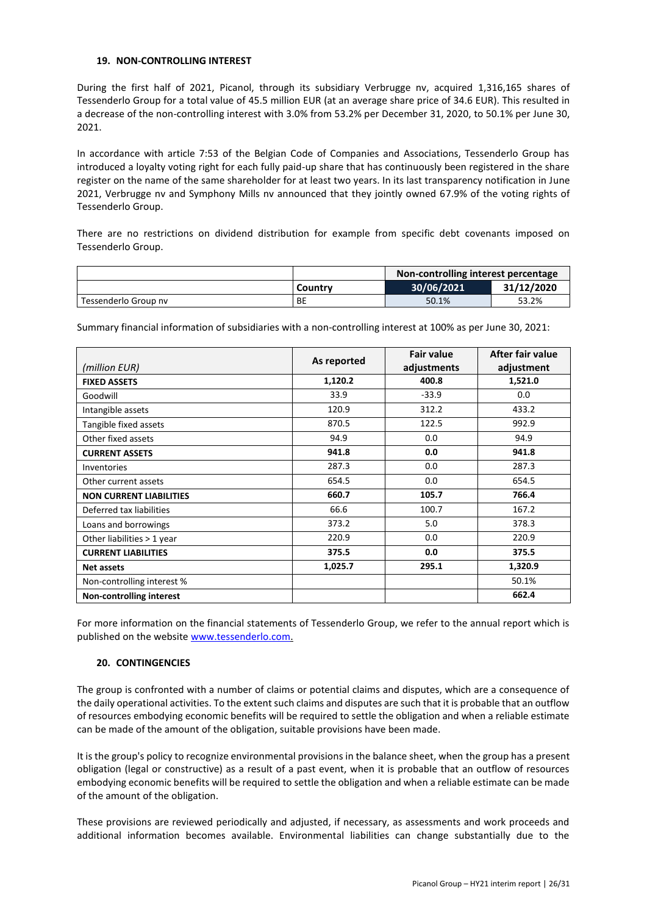## 19. NON-CONTROLLING INTEREST

During the first half of 2021, Picanol, through its subsidiary Verbrugge nv, acquired 1,316,165 shares of Tessenderlo Group for a total value of 45.5 million EUR (at an average share price of 34.6 EUR). This resulted in a decrease of the non-controlling interest with 3.0% from 53.2% per December 31, 2020, to 50.1% per June 30, 2021.

In accordance with article 7:53 of the Belgian Code of Companies and Associations, Tessenderlo Group has introduced a loyalty voting right for each fully paid-up share that has continuously been registered in the share register on the name of the same shareholder for at least two years. In its last transparency notification in June 2021, Verbrugge nv and Symphony Mills nv announced that they jointly owned 67.9% of the voting rights of Tessenderlo Group.

There are no restrictions on dividend distribution for example from specific debt covenants imposed on Tessenderlo Group.

| | | Non-controlling interest percentage | |
|---|---|---|---|
| | **Country** | **30/06/2021** | **31/12/2020** |
| Tessenderlo Group nv | BE | 50.1% | 53.2% |

Summary financial information of subsidiaries with a non-controlling interest at 100% as per June 30, 2021:

| *(million EUR)* | As reported | Fair value adjustments | After fair value adjustment |
|---|---|---|---|
| **FIXED ASSETS** | **1,120.2** | **400.8** | **1,521.0** |
| Goodwill | 33.9 | -33.9 | 0.0 |
| Intangible assets | 120.9 | 312.2 | 433.2 |
| Tangible fixed assets | 870.5 | 122.5 | 992.9 |
| Other fixed assets | 94.9 | 0.0 | 94.9 |
| **CURRENT ASSETS** | **941.8** | **0.0** | **941.8** |
| Inventories | 287.3 | 0.0 | 287.3 |
| Other current assets | 654.5 | 0.0 | 654.5 |
| **NON CURRENT LIABILITIES** | **660.7** | **105.7** | **766.4** |
| Deferred tax liabilities | 66.6 | 100.7 | 167.2 |
| Loans and borrowings | 373.2 | 5.0 | 378.3 |
| Other liabilities > 1 year | 220.9 | 0.0 | 220.9 |
| **CURRENT LIABILITIES** | **375.5** | **0.0** | **375.5** |
| **Net assets** | **1,025.7** | **295.1** | **1,320.9** |
| Non-controlling interest % | | | 50.1% |
| **Non-controlling interest** | | | **662.4** |

For more information on the financial statements of Tessenderlo Group, we refer to the annual report which is published on the website www.tessenderlo.com.

## 20. CONTINGENCIES

The group is confronted with a number of claims or potential claims and disputes, which are a consequence of the daily operational activities. To the extent such claims and disputes are such that it is probable that an outflow of resources embodying economic benefits will be required to settle the obligation and when a reliable estimate can be made of the amount of the obligation, suitable provisions have been made.

It is the group's policy to recognize environmental provisions in the balance sheet, when the group has a present obligation (legal or constructive) as a result of a past event, when it is probable that an outflow of resources embodying economic benefits will be required to settle the obligation and when a reliable estimate can be made of the amount of the obligation.

These provisions are reviewed periodically and adjusted, if necessary, as assessments and work proceeds and additional information becomes available. Environmental liabilities can change substantially due to the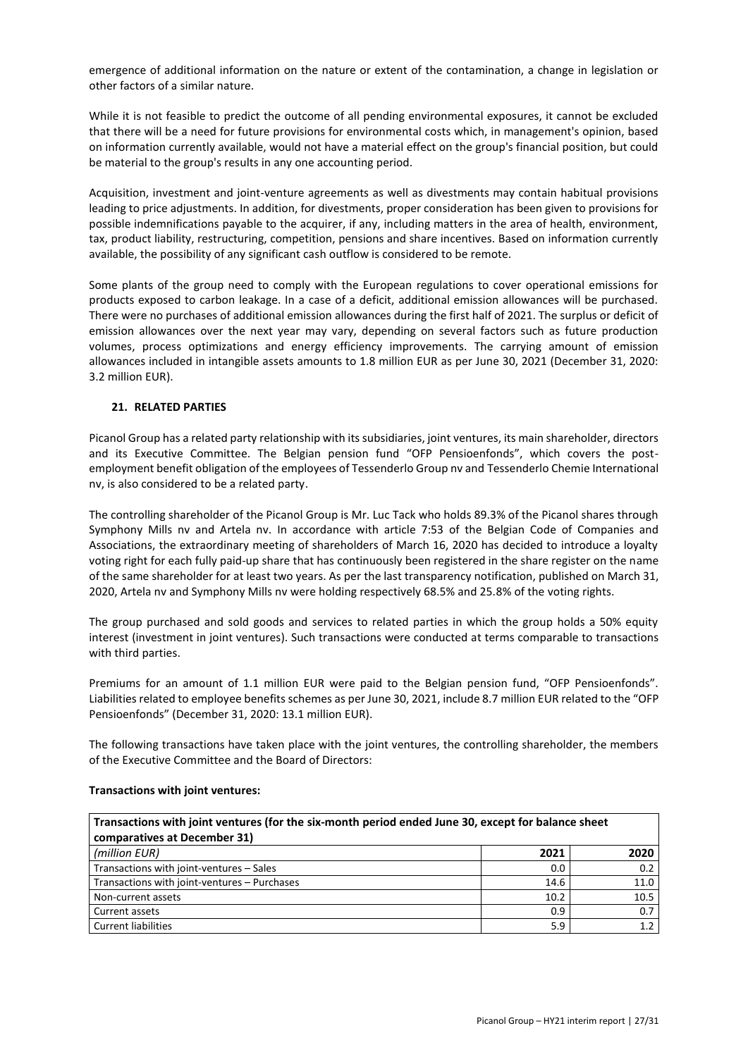emergence of additional information on the nature or extent of the contamination, a change in legislation or other factors of a similar nature.

While it is not feasible to predict the outcome of all pending environmental exposures, it cannot be excluded that there will be a need for future provisions for environmental costs which, in management's opinion, based on information currently available, would not have a material effect on the group's financial position, but could be material to the group's results in any one accounting period.

Acquisition, investment and joint-venture agreements as well as divestments may contain habitual provisions leading to price adjustments. In addition, for divestments, proper consideration has been given to provisions for possible indemnifications payable to the acquirer, if any, including matters in the area of health, environment, tax, product liability, restructuring, competition, pensions and share incentives. Based on information currently available, the possibility of any significant cash outflow is considered to be remote.

Some plants of the group need to comply with the European regulations to cover operational emissions for products exposed to carbon leakage. In a case of a deficit, additional emission allowances will be purchased. There were no purchases of additional emission allowances during the first half of 2021. The surplus or deficit of emission allowances over the next year may vary, depending on several factors such as future production volumes, process optimizations and energy efficiency improvements. The carrying amount of emission allowances included in intangible assets amounts to 1.8 million EUR as per June 30, 2021 (December 31, 2020: 3.2 million EUR).

## 21. RELATED PARTIES

Picanol Group has a related party relationship with its subsidiaries, joint ventures, its main shareholder, directors and its Executive Committee. The Belgian pension fund "OFP Pensioenfonds", which covers the post-employment benefit obligation of the employees of Tessenderlo Group nv and Tessenderlo Chemie International nv, is also considered to be a related party.

The controlling shareholder of the Picanol Group is Mr. Luc Tack who holds 89.3% of the Picanol shares through Symphony Mills nv and Artela nv. In accordance with article 7:53 of the Belgian Code of Companies and Associations, the extraordinary meeting of shareholders of March 16, 2020 has decided to introduce a loyalty voting right for each fully paid-up share that has continuously been registered in the share register on the name of the same shareholder for at least two years. As per the last transparency notification, published on March 31, 2020, Artela nv and Symphony Mills nv were holding respectively 68.5% and 25.8% of the voting rights.

The group purchased and sold goods and services to related parties in which the group holds a 50% equity interest (investment in joint ventures). Such transactions were conducted at terms comparable to transactions with third parties.

Premiums for an amount of 1.1 million EUR were paid to the Belgian pension fund, "OFP Pensioenfonds". Liabilities related to employee benefits schemes as per June 30, 2021, include 8.7 million EUR related to the "OFP Pensioenfonds" (December 31, 2020: 13.1 million EUR).

The following transactions have taken place with the joint ventures, the controlling shareholder, the members of the Executive Committee and the Board of Directors:

**Transactions with joint ventures:**

| Transactions with joint ventures (for the six-month period ended June 30, except for balance sheet comparatives at December 31) | | |
|---|---|---|
| *(million EUR)* | **2021** | **2020** |
| Transactions with joint-ventures – Sales | 0.0 | 0.2 |
| Transactions with joint-ventures – Purchases | 14.6 | 11.0 |
| Non-current assets | 10.2 | 10.5 |
| Current assets | 0.9 | 0.7 |
| Current liabilities | 5.9 | 1.2 |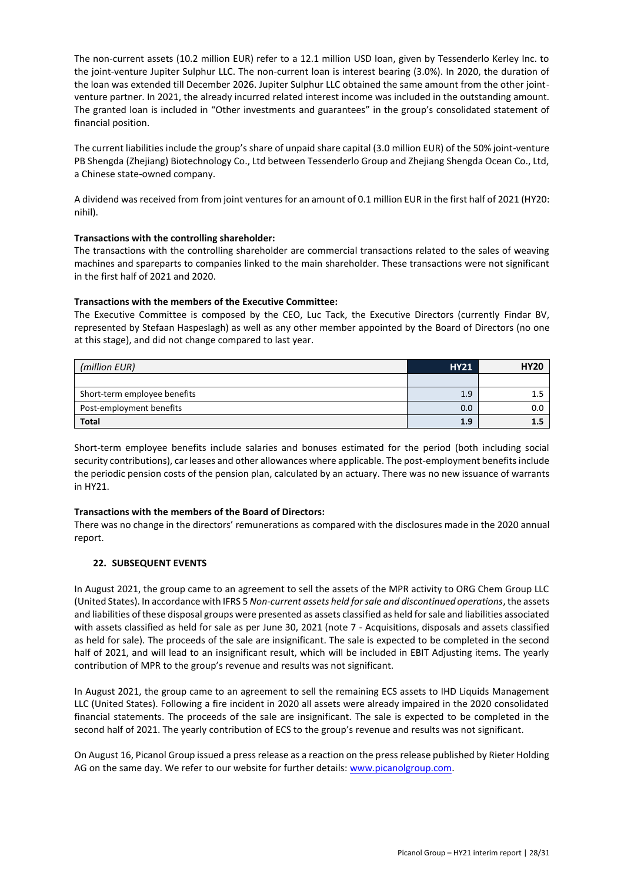The non-current assets (10.2 million EUR) refer to a 12.1 million USD loan, given by Tessenderlo Kerley Inc. to the joint-venture Jupiter Sulphur LLC. The non-current loan is interest bearing (3.0%). In 2020, the duration of the loan was extended till December 2026. Jupiter Sulphur LLC obtained the same amount from the other joint-venture partner. In 2021, the already incurred related interest income was included in the outstanding amount. The granted loan is included in "Other investments and guarantees" in the group's consolidated statement of financial position.

The current liabilities include the group's share of unpaid share capital (3.0 million EUR) of the 50% joint-venture PB Shengda (Zhejiang) Biotechnology Co., Ltd between Tessenderlo Group and Zhejiang Shengda Ocean Co., Ltd, a Chinese state-owned company.

A dividend was received from from joint ventures for an amount of 0.1 million EUR in the first half of 2021 (HY20: nihil).

**Transactions with the controlling shareholder:**
The transactions with the controlling shareholder are commercial transactions related to the sales of weaving machines and spareparts to companies linked to the main shareholder. These transactions were not significant in the first half of 2021 and 2020.

**Transactions with the members of the Executive Committee:**
The Executive Committee is composed by the CEO, Luc Tack, the Executive Directors (currently Findar BV, represented by Stefaan Haspeslagh) as well as any other member appointed by the Board of Directors (no one at this stage), and did not change compared to last year.

| *(million EUR)* | **HY21** | **HY20** |
|---|---|---|
| | | |
| Short-term employee benefits | 1.9 | 1.5 |
| Post-employment benefits | 0.0 | 0.0 |
| **Total** | **1.9** | **1.5** |

Short-term employee benefits include salaries and bonuses estimated for the period (both including social security contributions), car leases and other allowances where applicable. The post-employment benefits include the periodic pension costs of the pension plan, calculated by an actuary. There was no new issuance of warrants in HY21.

**Transactions with the members of the Board of Directors:**
There was no change in the directors' remunerations as compared with the disclosures made in the 2020 annual report.

## 22. SUBSEQUENT EVENTS

In August 2021, the group came to an agreement to sell the assets of the MPR activity to ORG Chem Group LLC (United States). In accordance with IFRS 5 *Non-current assets held for sale and discontinued operations*, the assets and liabilities of these disposal groups were presented as assets classified as held for sale and liabilities associated with assets classified as held for sale as per June 30, 2021 (note 7 - Acquisitions, disposals and assets classified as held for sale). The proceeds of the sale are insignificant. The sale is expected to be completed in the second half of 2021, and will lead to an insignificant result, which will be included in EBIT Adjusting items. The yearly contribution of MPR to the group's revenue and results was not significant.

In August 2021, the group came to an agreement to sell the remaining ECS assets to IHD Liquids Management LLC (United States). Following a fire incident in 2020 all assets were already impaired in the 2020 consolidated financial statements. The proceeds of the sale are insignificant. The sale is expected to be completed in the second half of 2021. The yearly contribution of ECS to the group's revenue and results was not significant.

On August 16, Picanol Group issued a press release as a reaction on the press release published by Rieter Holding AG on the same day. We refer to our website for further details: www.picanolgroup.com.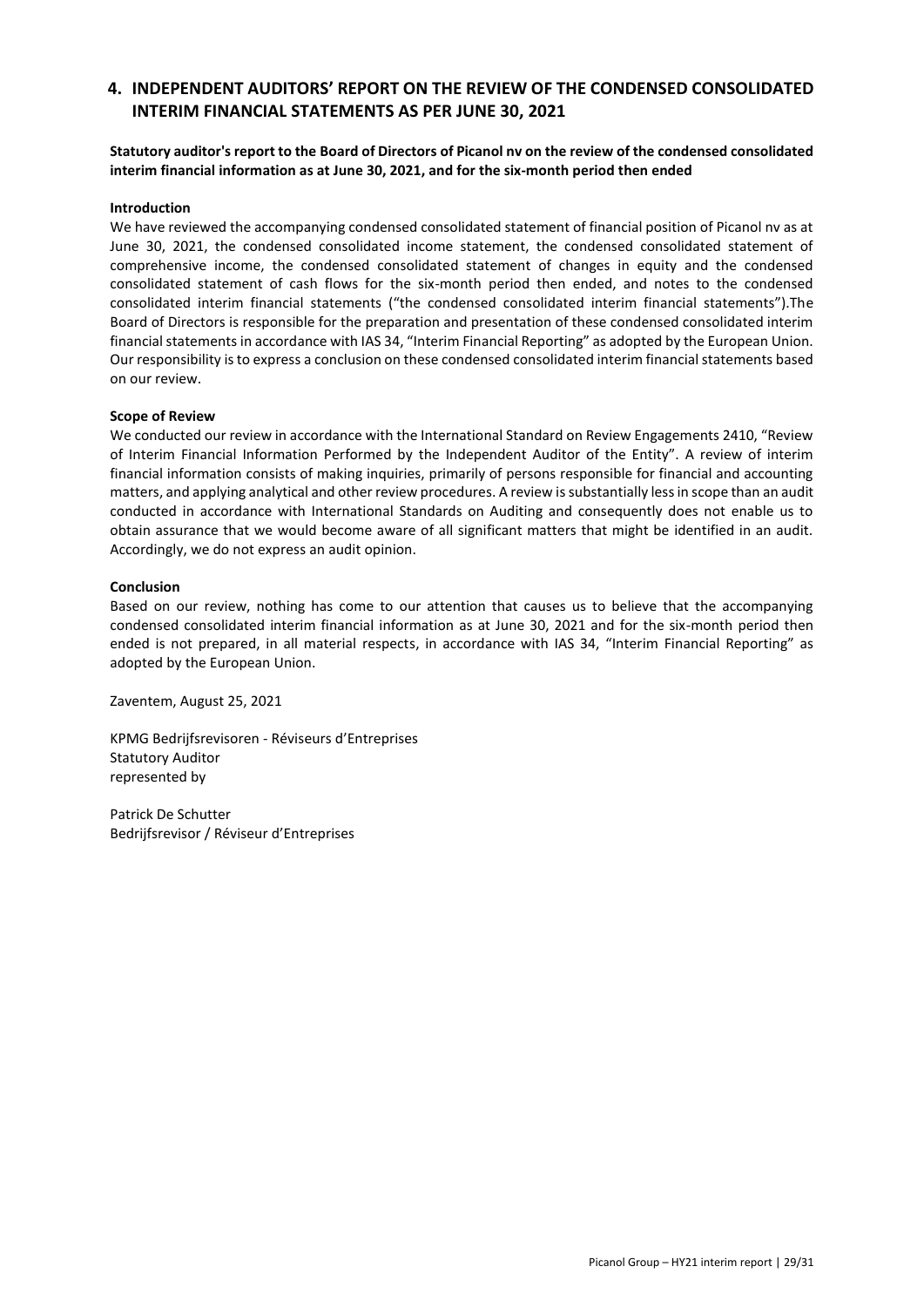## 4. INDEPENDENT AUDITORS' REPORT ON THE REVIEW OF THE CONDENSED CONSOLIDATED INTERIM FINANCIAL STATEMENTS AS PER JUNE 30, 2021

**Statutory auditor's report to the Board of Directors of Picanol nv on the review of the condensed consolidated interim financial information as at June 30, 2021, and for the six-month period then ended**

**Introduction**

We have reviewed the accompanying condensed consolidated statement of financial position of Picanol nv as at June 30, 2021, the condensed consolidated income statement, the condensed consolidated statement of comprehensive income, the condensed consolidated statement of changes in equity and the condensed consolidated statement of cash flows for the six-month period then ended, and notes to the condensed consolidated interim financial statements ("the condensed consolidated interim financial statements").The Board of Directors is responsible for the preparation and presentation of these condensed consolidated interim financial statements in accordance with IAS 34, "Interim Financial Reporting" as adopted by the European Union. Our responsibility is to express a conclusion on these condensed consolidated interim financial statements based on our review.

**Scope of Review**

We conducted our review in accordance with the International Standard on Review Engagements 2410, "Review of Interim Financial Information Performed by the Independent Auditor of the Entity". A review of interim financial information consists of making inquiries, primarily of persons responsible for financial and accounting matters, and applying analytical and other review procedures. A review is substantially less in scope than an audit conducted in accordance with International Standards on Auditing and consequently does not enable us to obtain assurance that we would become aware of all significant matters that might be identified in an audit. Accordingly, we do not express an audit opinion.

**Conclusion**

Based on our review, nothing has come to our attention that causes us to believe that the accompanying condensed consolidated interim financial information as at June 30, 2021 and for the six-month period then ended is not prepared, in all material respects, in accordance with IAS 34, "Interim Financial Reporting" as adopted by the European Union.

Zaventem, August 25, 2021

KPMG Bedrijfsrevisoren - Réviseurs d'Entreprises
Statutory Auditor
represented by

Patrick De Schutter
Bedrijfsrevisor / Réviseur d'Entreprises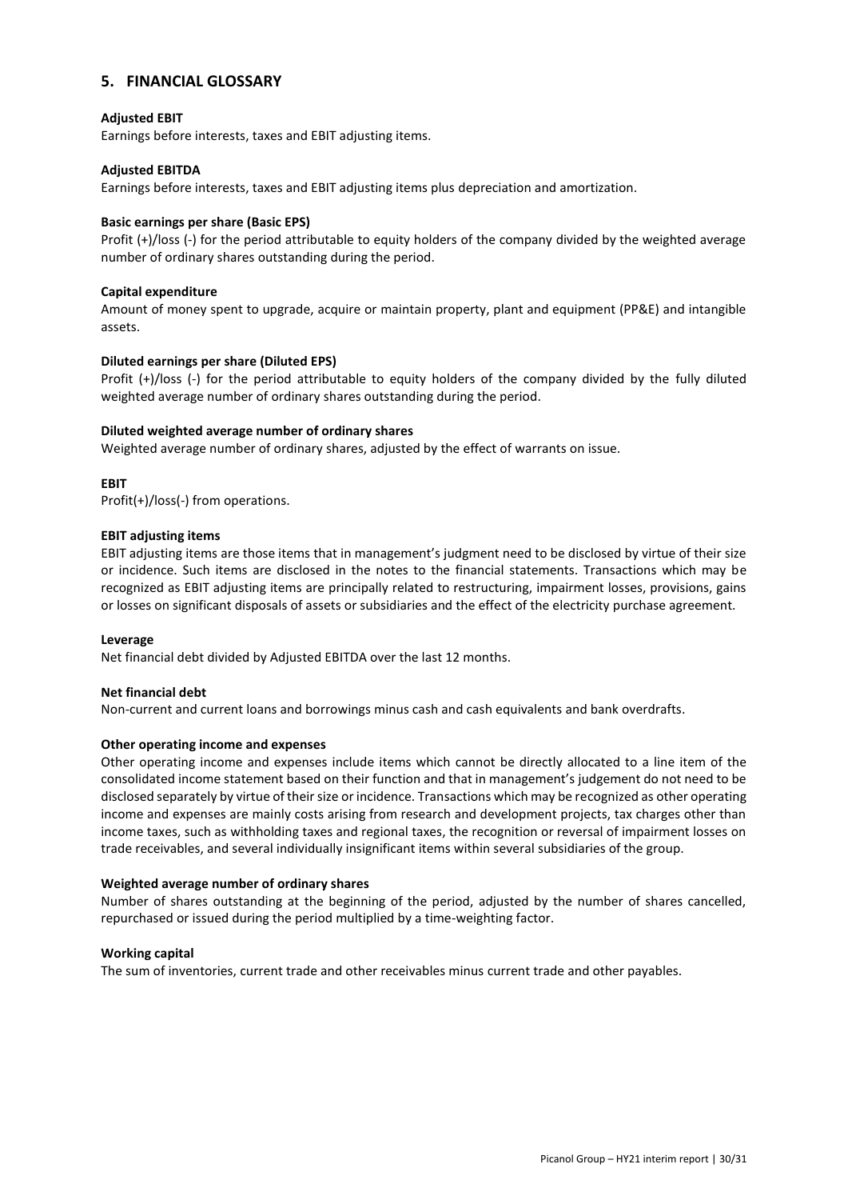## 5. FINANCIAL GLOSSARY

**Adjusted EBIT**

Earnings before interests, taxes and EBIT adjusting items.

**Adjusted EBITDA**

Earnings before interests, taxes and EBIT adjusting items plus depreciation and amortization.

**Basic earnings per share (Basic EPS)**

Profit (+)/loss (-) for the period attributable to equity holders of the company divided by the weighted average number of ordinary shares outstanding during the period.

**Capital expenditure**

Amount of money spent to upgrade, acquire or maintain property, plant and equipment (PP&E) and intangible assets.

**Diluted earnings per share (Diluted EPS)**

Profit (+)/loss (-) for the period attributable to equity holders of the company divided by the fully diluted weighted average number of ordinary shares outstanding during the period.

**Diluted weighted average number of ordinary shares**

Weighted average number of ordinary shares, adjusted by the effect of warrants on issue.

**EBIT**

Profit(+)/loss(-) from operations.

**EBIT adjusting items**

EBIT adjusting items are those items that in management's judgment need to be disclosed by virtue of their size or incidence. Such items are disclosed in the notes to the financial statements. Transactions which may be recognized as EBIT adjusting items are principally related to restructuring, impairment losses, provisions, gains or losses on significant disposals of assets or subsidiaries and the effect of the electricity purchase agreement.

**Leverage**

Net financial debt divided by Adjusted EBITDA over the last 12 months.

**Net financial debt**

Non-current and current loans and borrowings minus cash and cash equivalents and bank overdrafts.

**Other operating income and expenses**

Other operating income and expenses include items which cannot be directly allocated to a line item of the consolidated income statement based on their function and that in management's judgement do not need to be disclosed separately by virtue of their size or incidence. Transactions which may be recognized as other operating income and expenses are mainly costs arising from research and development projects, tax charges other than income taxes, such as withholding taxes and regional taxes, the recognition or reversal of impairment losses on trade receivables, and several individually insignificant items within several subsidiaries of the group.

**Weighted average number of ordinary shares**

Number of shares outstanding at the beginning of the period, adjusted by the number of shares cancelled, repurchased or issued during the period multiplied by a time-weighting factor.

**Working capital**

The sum of inventories, current trade and other receivables minus current trade and other payables.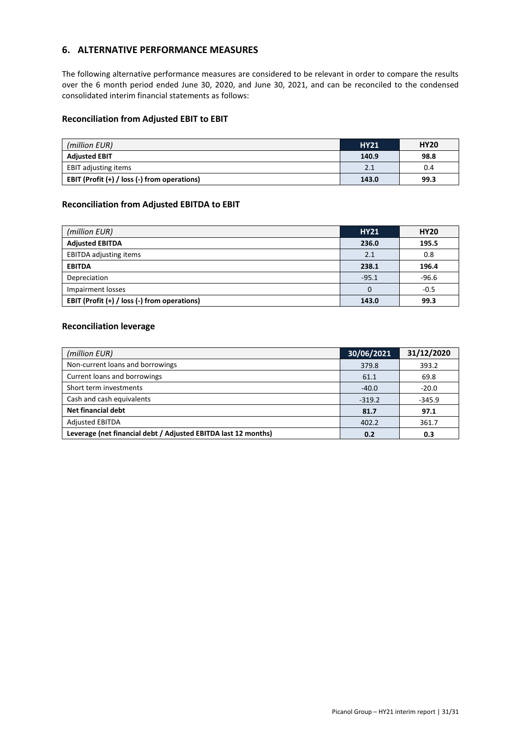## 6. ALTERNATIVE PERFORMANCE MEASURES

The following alternative performance measures are considered to be relevant in order to compare the results over the 6 month period ended June 30, 2020, and June 30, 2021, and can be reconciled to the condensed consolidated interim financial statements as follows:

### Reconciliation from Adjusted EBIT to EBIT

| *(million EUR)* | **HY21** | **HY20** |
|---|---|---|
| **Adjusted EBIT** | **140.9** | **98.8** |
| EBIT adjusting items | 2.1 | 0.4 |
| **EBIT (Profit (+) / loss (-) from operations)** | **143.0** | **99.3** |

### Reconciliation from Adjusted EBITDA to EBIT

| *(million EUR)* | **HY21** | **HY20** |
|---|---|---|
| **Adjusted EBITDA** | **236.0** | **195.5** |
| EBITDA adjusting items | 2.1 | 0.8 |
| **EBITDA** | **238.1** | **196.4** |
| Depreciation | -95.1 | -96.6 |
| Impairment losses | 0 | -0.5 |
| **EBIT (Profit (+) / loss (-) from operations)** | **143.0** | **99.3** |

### Reconciliation leverage

| *(million EUR)* | **30/06/2021** | **31/12/2020** |
|---|---|---|
| Non-current loans and borrowings | 379.8 | 393.2 |
| Current loans and borrowings | 61.1 | 69.8 |
| Short term investments | -40.0 | -20.0 |
| Cash and cash equivalents | -319.2 | -345.9 |
| **Net financial debt** | **81.7** | **97.1** |
| Adjusted EBITDA | 402.2 | 361.7 |
| **Leverage (net financial debt / Adjusted EBITDA last 12 months)** | **0.2** | **0.3** |